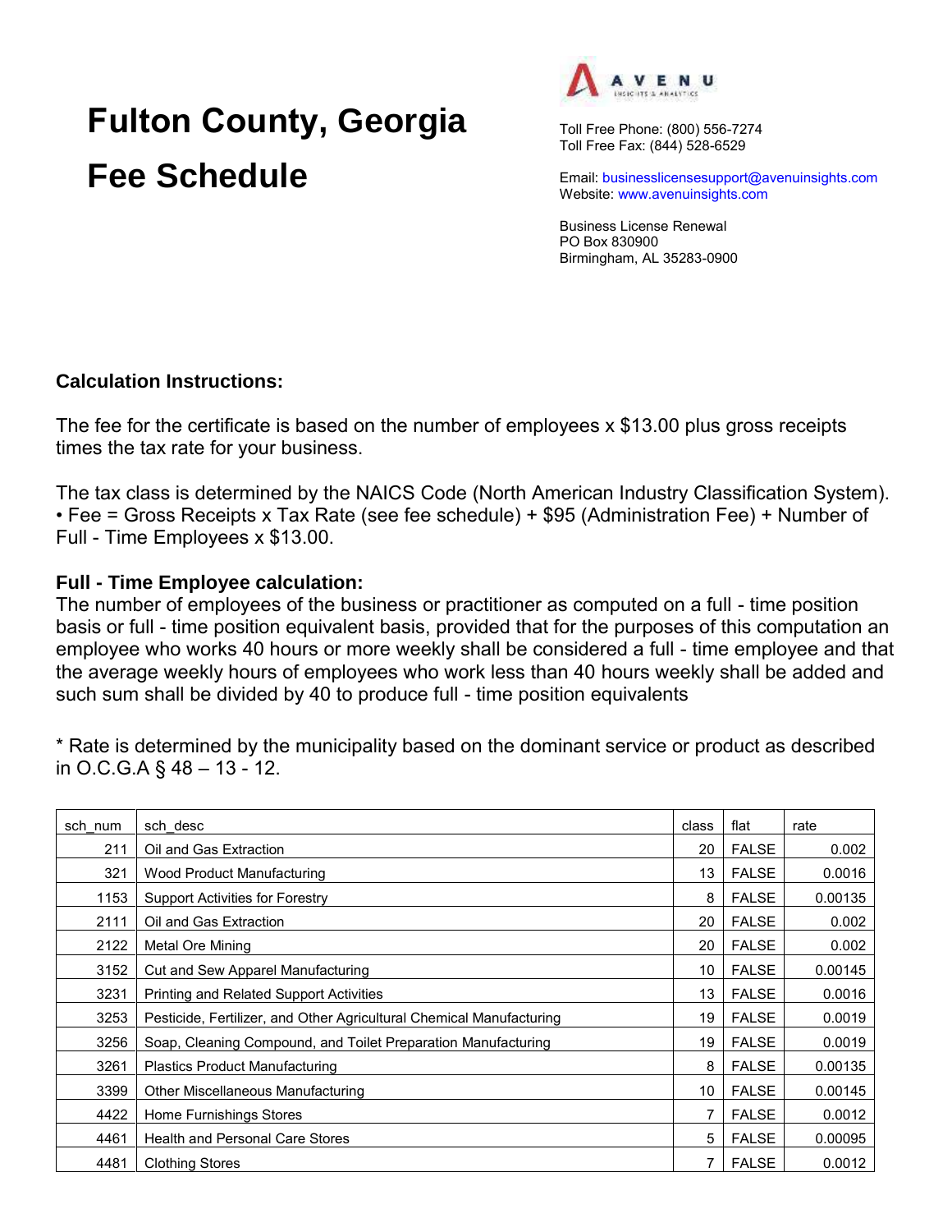# Fulton County, Georgia

# Fee Schedule

AVENU INSIGHTS & ANALYTICS

Toll Free Phone: (800) 556-7274
Toll Free Fax: (844) 528-6529

Email: businesslicensesupport@avenuinsights.com
Website: www.avenuinsights.com

Business License Renewal
PO Box 830900
Birmingham, AL 35283-0900

**Calculation Instructions:**

The fee for the certificate is based on the number of employees x $13.00 plus gross receipts times the tax rate for your business.

The tax class is determined by the NAICS Code (North American Industry Classification System).
• Fee = Gross Receipts x Tax Rate (see fee schedule) + $95 (Administration Fee) + Number of Full - Time Employees x $13.00.

**Full - Time Employee calculation:**
The number of employees of the business or practitioner as computed on a full - time position basis or full - time position equivalent basis, provided that for the purposes of this computation an employee who works 40 hours or more weekly shall be considered a full - time employee and that the average weekly hours of employees who work less than 40 hours weekly shall be added and such sum shall be divided by 40 to produce full - time position equivalents

* Rate is determined by the municipality based on the dominant service or product as described in O.C.G.A § 48 – 13 - 12.

| sch_num | sch_desc | class | flat | rate |
|---|---|---|---|---|
| 211 | Oil and Gas Extraction | 20 | FALSE | 0.002 |
| 321 | Wood Product Manufacturing | 13 | FALSE | 0.0016 |
| 1153 | Support Activities for Forestry | 8 | FALSE | 0.00135 |
| 2111 | Oil and Gas Extraction | 20 | FALSE | 0.002 |
| 2122 | Metal Ore Mining | 20 | FALSE | 0.002 |
| 3152 | Cut and Sew Apparel Manufacturing | 10 | FALSE | 0.00145 |
| 3231 | Printing and Related Support Activities | 13 | FALSE | 0.0016 |
| 3253 | Pesticide, Fertilizer, and Other Agricultural Chemical Manufacturing | 19 | FALSE | 0.0019 |
| 3256 | Soap, Cleaning Compound, and Toilet Preparation Manufacturing | 19 | FALSE | 0.0019 |
| 3261 | Plastics Product Manufacturing | 8 | FALSE | 0.00135 |
| 3399 | Other Miscellaneous Manufacturing | 10 | FALSE | 0.00145 |
| 4422 | Home Furnishings Stores | 7 | FALSE | 0.0012 |
| 4461 | Health and Personal Care Stores | 5 | FALSE | 0.00095 |
| 4481 | Clothing Stores | 7 | FALSE | 0.0012 |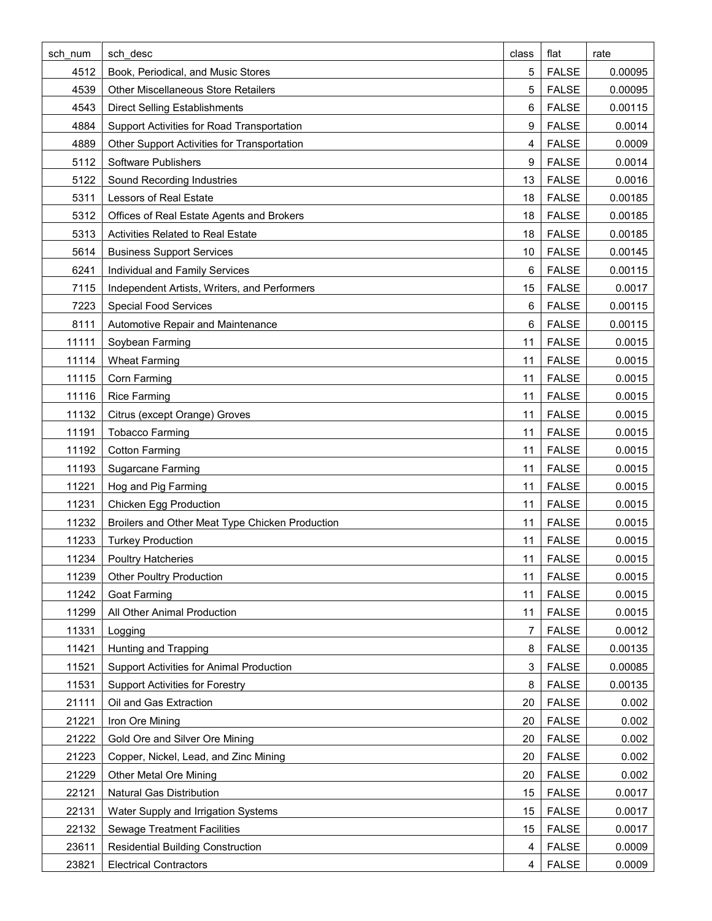| sch_num | sch_desc | class | flat | rate |
|---|---|---|---|---|
| 4512 | Book, Periodical, and Music Stores | 5 | FALSE | 0.00095 |
| 4539 | Other Miscellaneous Store Retailers | 5 | FALSE | 0.00095 |
| 4543 | Direct Selling Establishments | 6 | FALSE | 0.00115 |
| 4884 | Support Activities for Road Transportation | 9 | FALSE | 0.0014 |
| 4889 | Other Support Activities for Transportation | 4 | FALSE | 0.0009 |
| 5112 | Software Publishers | 9 | FALSE | 0.0014 |
| 5122 | Sound Recording Industries | 13 | FALSE | 0.0016 |
| 5311 | Lessors of Real Estate | 18 | FALSE | 0.00185 |
| 5312 | Offices of Real Estate Agents and Brokers | 18 | FALSE | 0.00185 |
| 5313 | Activities Related to Real Estate | 18 | FALSE | 0.00185 |
| 5614 | Business Support Services | 10 | FALSE | 0.00145 |
| 6241 | Individual and Family Services | 6 | FALSE | 0.00115 |
| 7115 | Independent Artists, Writers, and Performers | 15 | FALSE | 0.0017 |
| 7223 | Special Food Services | 6 | FALSE | 0.00115 |
| 8111 | Automotive Repair and Maintenance | 6 | FALSE | 0.00115 |
| 11111 | Soybean Farming | 11 | FALSE | 0.0015 |
| 11114 | Wheat Farming | 11 | FALSE | 0.0015 |
| 11115 | Corn Farming | 11 | FALSE | 0.0015 |
| 11116 | Rice Farming | 11 | FALSE | 0.0015 |
| 11132 | Citrus (except Orange) Groves | 11 | FALSE | 0.0015 |
| 11191 | Tobacco Farming | 11 | FALSE | 0.0015 |
| 11192 | Cotton Farming | 11 | FALSE | 0.0015 |
| 11193 | Sugarcane Farming | 11 | FALSE | 0.0015 |
| 11221 | Hog and Pig Farming | 11 | FALSE | 0.0015 |
| 11231 | Chicken Egg Production | 11 | FALSE | 0.0015 |
| 11232 | Broilers and Other Meat Type Chicken Production | 11 | FALSE | 0.0015 |
| 11233 | Turkey Production | 11 | FALSE | 0.0015 |
| 11234 | Poultry Hatcheries | 11 | FALSE | 0.0015 |
| 11239 | Other Poultry Production | 11 | FALSE | 0.0015 |
| 11242 | Goat Farming | 11 | FALSE | 0.0015 |
| 11299 | All Other Animal Production | 11 | FALSE | 0.0015 |
| 11331 | Logging | 7 | FALSE | 0.0012 |
| 11421 | Hunting and Trapping | 8 | FALSE | 0.00135 |
| 11521 | Support Activities for Animal Production | 3 | FALSE | 0.00085 |
| 11531 | Support Activities for Forestry | 8 | FALSE | 0.00135 |
| 21111 | Oil and Gas Extraction | 20 | FALSE | 0.002 |
| 21221 | Iron Ore Mining | 20 | FALSE | 0.002 |
| 21222 | Gold Ore and Silver Ore Mining | 20 | FALSE | 0.002 |
| 21223 | Copper, Nickel, Lead, and Zinc Mining | 20 | FALSE | 0.002 |
| 21229 | Other Metal Ore Mining | 20 | FALSE | 0.002 |
| 22121 | Natural Gas Distribution | 15 | FALSE | 0.0017 |
| 22131 | Water Supply and Irrigation Systems | 15 | FALSE | 0.0017 |
| 22132 | Sewage Treatment Facilities | 15 | FALSE | 0.0017 |
| 23611 | Residential Building Construction | 4 | FALSE | 0.0009 |
| 23821 | Electrical Contractors | 4 | FALSE | 0.0009 |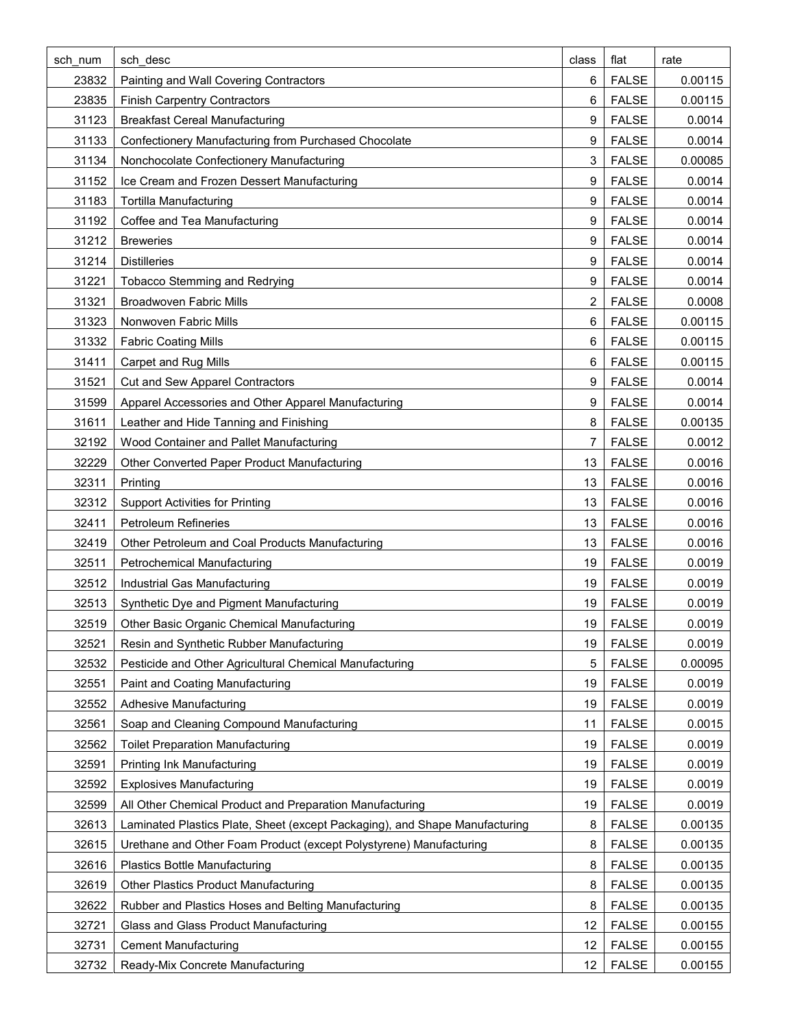| sch_num | sch_desc | class | flat | rate |
|---|---|---|---|---|
| 23832 | Painting and Wall Covering Contractors | 6 | FALSE | 0.00115 |
| 23835 | Finish Carpentry Contractors | 6 | FALSE | 0.00115 |
| 31123 | Breakfast Cereal Manufacturing | 9 | FALSE | 0.0014 |
| 31133 | Confectionery Manufacturing from Purchased Chocolate | 9 | FALSE | 0.0014 |
| 31134 | Nonchocolate Confectionery Manufacturing | 3 | FALSE | 0.00085 |
| 31152 | Ice Cream and Frozen Dessert Manufacturing | 9 | FALSE | 0.0014 |
| 31183 | Tortilla Manufacturing | 9 | FALSE | 0.0014 |
| 31192 | Coffee and Tea Manufacturing | 9 | FALSE | 0.0014 |
| 31212 | Breweries | 9 | FALSE | 0.0014 |
| 31214 | Distilleries | 9 | FALSE | 0.0014 |
| 31221 | Tobacco Stemming and Redrying | 9 | FALSE | 0.0014 |
| 31321 | Broadwoven Fabric Mills | 2 | FALSE | 0.0008 |
| 31323 | Nonwoven Fabric Mills | 6 | FALSE | 0.00115 |
| 31332 | Fabric Coating Mills | 6 | FALSE | 0.00115 |
| 31411 | Carpet and Rug Mills | 6 | FALSE | 0.00115 |
| 31521 | Cut and Sew Apparel Contractors | 9 | FALSE | 0.0014 |
| 31599 | Apparel Accessories and Other Apparel Manufacturing | 9 | FALSE | 0.0014 |
| 31611 | Leather and Hide Tanning and Finishing | 8 | FALSE | 0.00135 |
| 32192 | Wood Container and Pallet Manufacturing | 7 | FALSE | 0.0012 |
| 32229 | Other Converted Paper Product Manufacturing | 13 | FALSE | 0.0016 |
| 32311 | Printing | 13 | FALSE | 0.0016 |
| 32312 | Support Activities for Printing | 13 | FALSE | 0.0016 |
| 32411 | Petroleum Refineries | 13 | FALSE | 0.0016 |
| 32419 | Other Petroleum and Coal Products Manufacturing | 13 | FALSE | 0.0016 |
| 32511 | Petrochemical Manufacturing | 19 | FALSE | 0.0019 |
| 32512 | Industrial Gas Manufacturing | 19 | FALSE | 0.0019 |
| 32513 | Synthetic Dye and Pigment Manufacturing | 19 | FALSE | 0.0019 |
| 32519 | Other Basic Organic Chemical Manufacturing | 19 | FALSE | 0.0019 |
| 32521 | Resin and Synthetic Rubber Manufacturing | 19 | FALSE | 0.0019 |
| 32532 | Pesticide and Other Agricultural Chemical Manufacturing | 5 | FALSE | 0.00095 |
| 32551 | Paint and Coating Manufacturing | 19 | FALSE | 0.0019 |
| 32552 | Adhesive Manufacturing | 19 | FALSE | 0.0019 |
| 32561 | Soap and Cleaning Compound Manufacturing | 11 | FALSE | 0.0015 |
| 32562 | Toilet Preparation Manufacturing | 19 | FALSE | 0.0019 |
| 32591 | Printing Ink Manufacturing | 19 | FALSE | 0.0019 |
| 32592 | Explosives Manufacturing | 19 | FALSE | 0.0019 |
| 32599 | All Other Chemical Product and Preparation Manufacturing | 19 | FALSE | 0.0019 |
| 32613 | Laminated Plastics Plate, Sheet (except Packaging), and Shape Manufacturing | 8 | FALSE | 0.00135 |
| 32615 | Urethane and Other Foam Product (except Polystyrene) Manufacturing | 8 | FALSE | 0.00135 |
| 32616 | Plastics Bottle Manufacturing | 8 | FALSE | 0.00135 |
| 32619 | Other Plastics Product Manufacturing | 8 | FALSE | 0.00135 |
| 32622 | Rubber and Plastics Hoses and Belting Manufacturing | 8 | FALSE | 0.00135 |
| 32721 | Glass and Glass Product Manufacturing | 12 | FALSE | 0.00155 |
| 32731 | Cement Manufacturing | 12 | FALSE | 0.00155 |
| 32732 | Ready-Mix Concrete Manufacturing | 12 | FALSE | 0.00155 |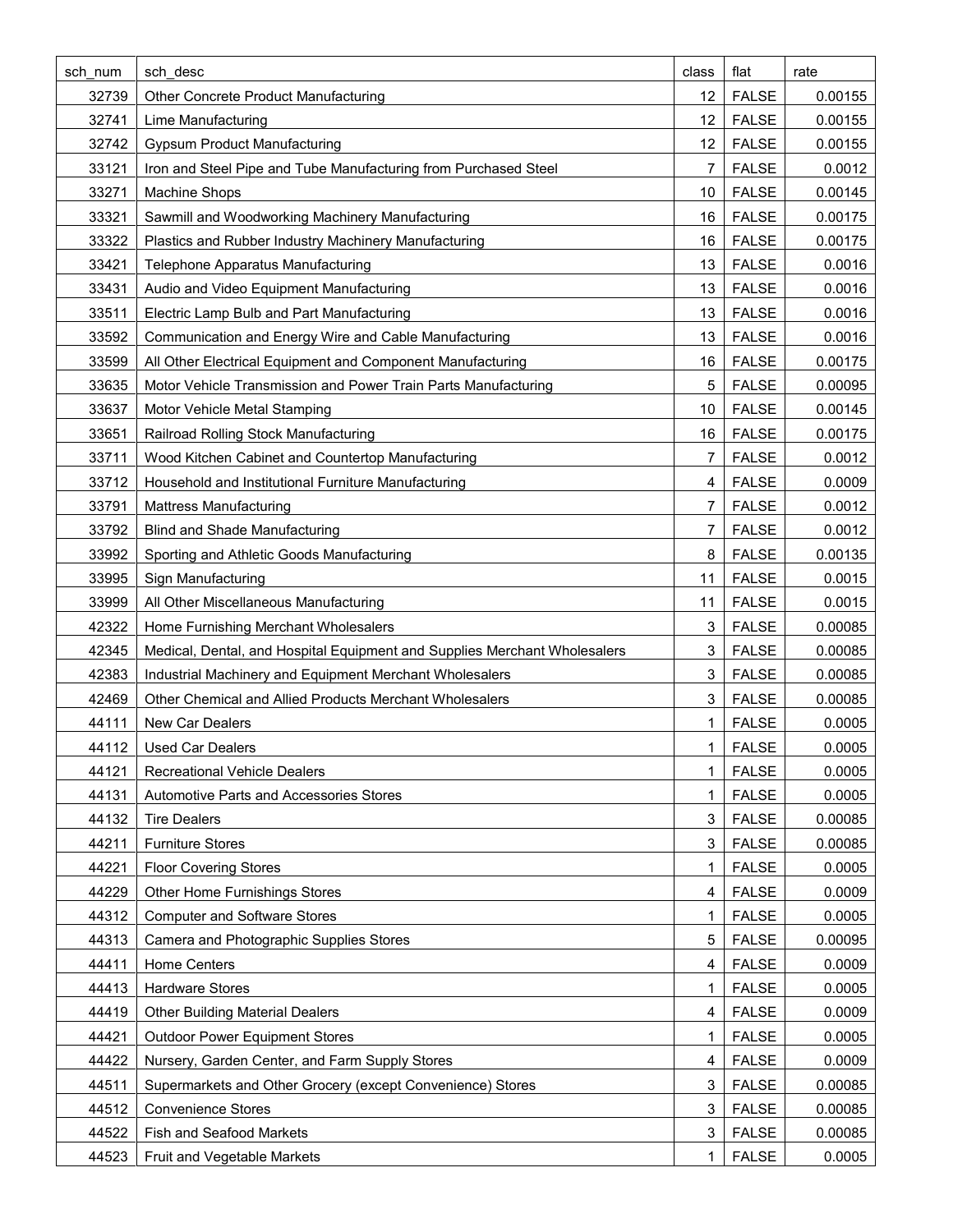| sch_num | sch_desc | class | flat | rate |
|---|---|---|---|---|
| 32739 | Other Concrete Product Manufacturing | 12 | FALSE | 0.00155 |
| 32741 | Lime Manufacturing | 12 | FALSE | 0.00155 |
| 32742 | Gypsum Product Manufacturing | 12 | FALSE | 0.00155 |
| 33121 | Iron and Steel Pipe and Tube Manufacturing from Purchased Steel | 7 | FALSE | 0.0012 |
| 33271 | Machine Shops | 10 | FALSE | 0.00145 |
| 33321 | Sawmill and Woodworking Machinery Manufacturing | 16 | FALSE | 0.00175 |
| 33322 | Plastics and Rubber Industry Machinery Manufacturing | 16 | FALSE | 0.00175 |
| 33421 | Telephone Apparatus Manufacturing | 13 | FALSE | 0.0016 |
| 33431 | Audio and Video Equipment Manufacturing | 13 | FALSE | 0.0016 |
| 33511 | Electric Lamp Bulb and Part Manufacturing | 13 | FALSE | 0.0016 |
| 33592 | Communication and Energy Wire and Cable Manufacturing | 13 | FALSE | 0.0016 |
| 33599 | All Other Electrical Equipment and Component Manufacturing | 16 | FALSE | 0.00175 |
| 33635 | Motor Vehicle Transmission and Power Train Parts Manufacturing | 5 | FALSE | 0.00095 |
| 33637 | Motor Vehicle Metal Stamping | 10 | FALSE | 0.00145 |
| 33651 | Railroad Rolling Stock Manufacturing | 16 | FALSE | 0.00175 |
| 33711 | Wood Kitchen Cabinet and Countertop Manufacturing | 7 | FALSE | 0.0012 |
| 33712 | Household and Institutional Furniture Manufacturing | 4 | FALSE | 0.0009 |
| 33791 | Mattress Manufacturing | 7 | FALSE | 0.0012 |
| 33792 | Blind and Shade Manufacturing | 7 | FALSE | 0.0012 |
| 33992 | Sporting and Athletic Goods Manufacturing | 8 | FALSE | 0.00135 |
| 33995 | Sign Manufacturing | 11 | FALSE | 0.0015 |
| 33999 | All Other Miscellaneous Manufacturing | 11 | FALSE | 0.0015 |
| 42322 | Home Furnishing Merchant Wholesalers | 3 | FALSE | 0.00085 |
| 42345 | Medical, Dental, and Hospital Equipment and Supplies Merchant Wholesalers | 3 | FALSE | 0.00085 |
| 42383 | Industrial Machinery and Equipment Merchant Wholesalers | 3 | FALSE | 0.00085 |
| 42469 | Other Chemical and Allied Products Merchant Wholesalers | 3 | FALSE | 0.00085 |
| 44111 | New Car Dealers | 1 | FALSE | 0.0005 |
| 44112 | Used Car Dealers | 1 | FALSE | 0.0005 |
| 44121 | Recreational Vehicle Dealers | 1 | FALSE | 0.0005 |
| 44131 | Automotive Parts and Accessories Stores | 1 | FALSE | 0.0005 |
| 44132 | Tire Dealers | 3 | FALSE | 0.00085 |
| 44211 | Furniture Stores | 3 | FALSE | 0.00085 |
| 44221 | Floor Covering Stores | 1 | FALSE | 0.0005 |
| 44229 | Other Home Furnishings Stores | 4 | FALSE | 0.0009 |
| 44312 | Computer and Software Stores | 1 | FALSE | 0.0005 |
| 44313 | Camera and Photographic Supplies Stores | 5 | FALSE | 0.00095 |
| 44411 | Home Centers | 4 | FALSE | 0.0009 |
| 44413 | Hardware Stores | 1 | FALSE | 0.0005 |
| 44419 | Other Building Material Dealers | 4 | FALSE | 0.0009 |
| 44421 | Outdoor Power Equipment Stores | 1 | FALSE | 0.0005 |
| 44422 | Nursery, Garden Center, and Farm Supply Stores | 4 | FALSE | 0.0009 |
| 44511 | Supermarkets and Other Grocery (except Convenience) Stores | 3 | FALSE | 0.00085 |
| 44512 | Convenience Stores | 3 | FALSE | 0.00085 |
| 44522 | Fish and Seafood Markets | 3 | FALSE | 0.00085 |
| 44523 | Fruit and Vegetable Markets | 1 | FALSE | 0.0005 |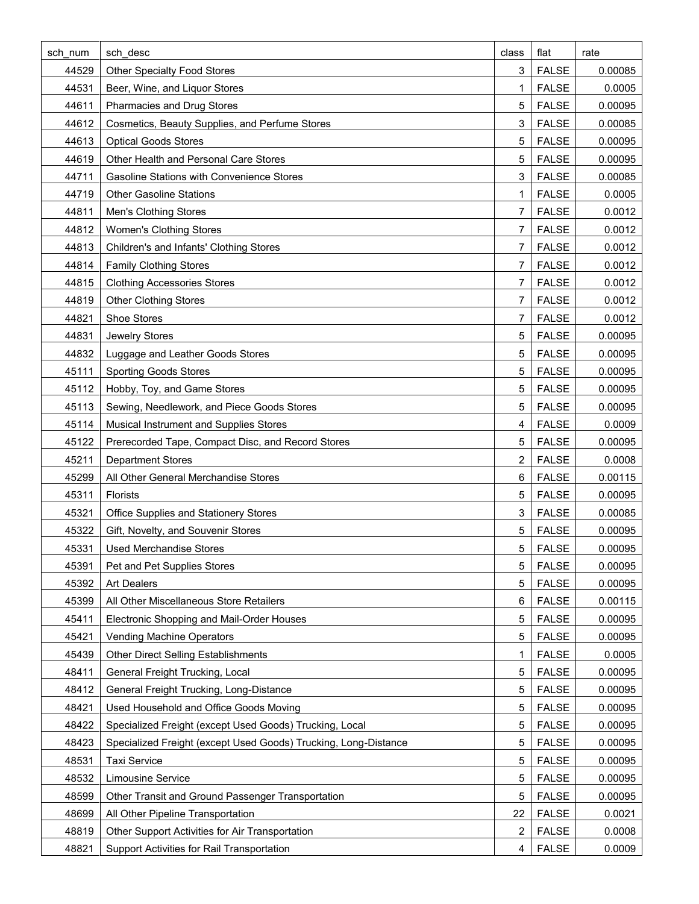| sch_num | sch_desc | class | flat | rate |
|---|---|---|---|---|
| 44529 | Other Specialty Food Stores | 3 | FALSE | 0.00085 |
| 44531 | Beer, Wine, and Liquor Stores | 1 | FALSE | 0.0005 |
| 44611 | Pharmacies and Drug Stores | 5 | FALSE | 0.00095 |
| 44612 | Cosmetics, Beauty Supplies, and Perfume Stores | 3 | FALSE | 0.00085 |
| 44613 | Optical Goods Stores | 5 | FALSE | 0.00095 |
| 44619 | Other Health and Personal Care Stores | 5 | FALSE | 0.00095 |
| 44711 | Gasoline Stations with Convenience Stores | 3 | FALSE | 0.00085 |
| 44719 | Other Gasoline Stations | 1 | FALSE | 0.0005 |
| 44811 | Men's Clothing Stores | 7 | FALSE | 0.0012 |
| 44812 | Women's Clothing Stores | 7 | FALSE | 0.0012 |
| 44813 | Children's and Infants' Clothing Stores | 7 | FALSE | 0.0012 |
| 44814 | Family Clothing Stores | 7 | FALSE | 0.0012 |
| 44815 | Clothing Accessories Stores | 7 | FALSE | 0.0012 |
| 44819 | Other Clothing Stores | 7 | FALSE | 0.0012 |
| 44821 | Shoe Stores | 7 | FALSE | 0.0012 |
| 44831 | Jewelry Stores | 5 | FALSE | 0.00095 |
| 44832 | Luggage and Leather Goods Stores | 5 | FALSE | 0.00095 |
| 45111 | Sporting Goods Stores | 5 | FALSE | 0.00095 |
| 45112 | Hobby, Toy, and Game Stores | 5 | FALSE | 0.00095 |
| 45113 | Sewing, Needlework, and Piece Goods Stores | 5 | FALSE | 0.00095 |
| 45114 | Musical Instrument and Supplies Stores | 4 | FALSE | 0.0009 |
| 45122 | Prerecorded Tape, Compact Disc, and Record Stores | 5 | FALSE | 0.00095 |
| 45211 | Department Stores | 2 | FALSE | 0.0008 |
| 45299 | All Other General Merchandise Stores | 6 | FALSE | 0.00115 |
| 45311 | Florists | 5 | FALSE | 0.00095 |
| 45321 | Office Supplies and Stationery Stores | 3 | FALSE | 0.00085 |
| 45322 | Gift, Novelty, and Souvenir Stores | 5 | FALSE | 0.00095 |
| 45331 | Used Merchandise Stores | 5 | FALSE | 0.00095 |
| 45391 | Pet and Pet Supplies Stores | 5 | FALSE | 0.00095 |
| 45392 | Art Dealers | 5 | FALSE | 0.00095 |
| 45399 | All Other Miscellaneous Store Retailers | 6 | FALSE | 0.00115 |
| 45411 | Electronic Shopping and Mail-Order Houses | 5 | FALSE | 0.00095 |
| 45421 | Vending Machine Operators | 5 | FALSE | 0.00095 |
| 45439 | Other Direct Selling Establishments | 1 | FALSE | 0.0005 |
| 48411 | General Freight Trucking, Local | 5 | FALSE | 0.00095 |
| 48412 | General Freight Trucking, Long-Distance | 5 | FALSE | 0.00095 |
| 48421 | Used Household and Office Goods Moving | 5 | FALSE | 0.00095 |
| 48422 | Specialized Freight (except Used Goods) Trucking, Local | 5 | FALSE | 0.00095 |
| 48423 | Specialized Freight (except Used Goods) Trucking, Long-Distance | 5 | FALSE | 0.00095 |
| 48531 | Taxi Service | 5 | FALSE | 0.00095 |
| 48532 | Limousine Service | 5 | FALSE | 0.00095 |
| 48599 | Other Transit and Ground Passenger Transportation | 5 | FALSE | 0.00095 |
| 48699 | All Other Pipeline Transportation | 22 | FALSE | 0.0021 |
| 48819 | Other Support Activities for Air Transportation | 2 | FALSE | 0.0008 |
| 48821 | Support Activities for Rail Transportation | 4 | FALSE | 0.0009 |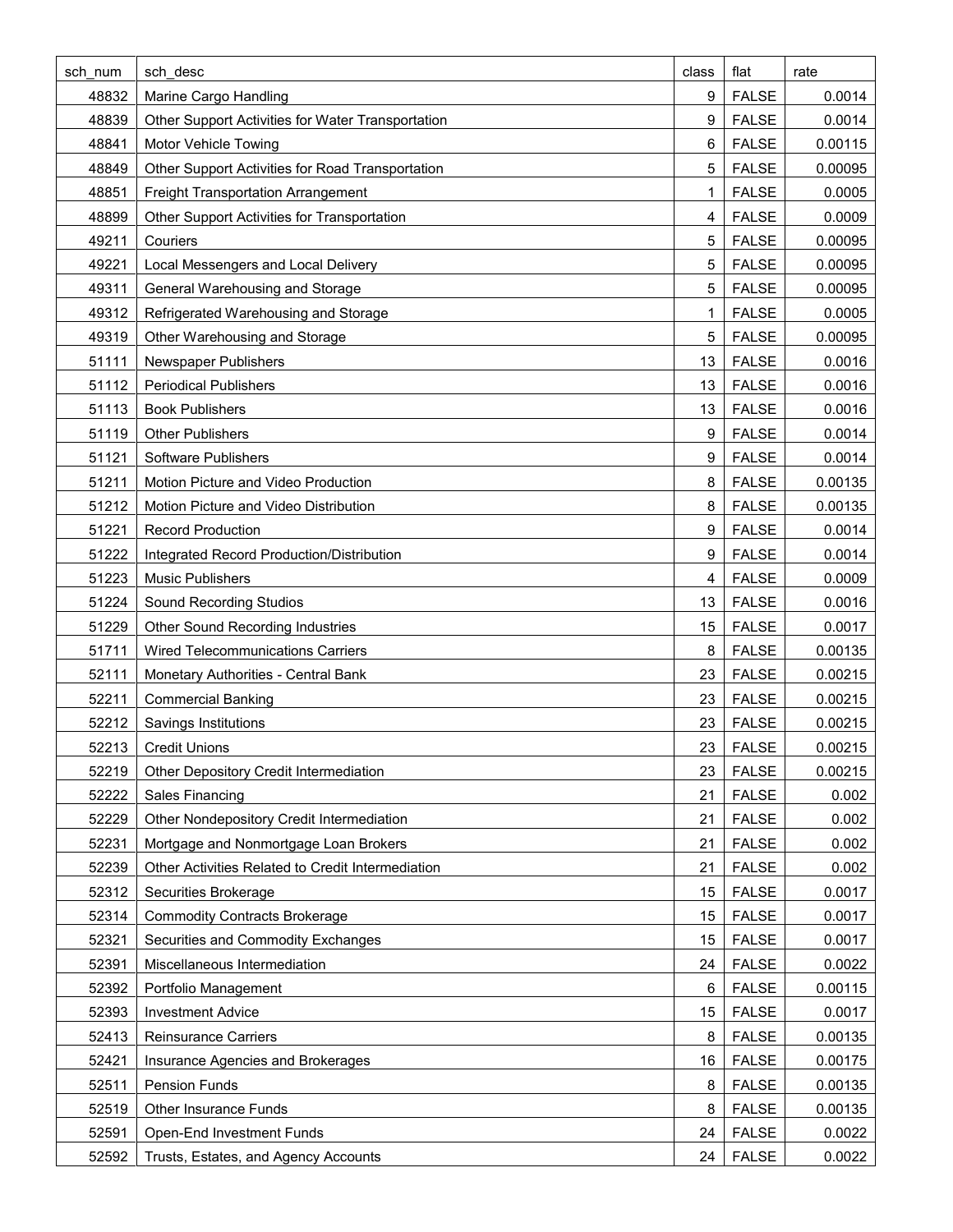| sch_num | sch_desc | class | flat | rate |
|---|---|---|---|---|
| 48832 | Marine Cargo Handling | 9 | FALSE | 0.0014 |
| 48839 | Other Support Activities for Water Transportation | 9 | FALSE | 0.0014 |
| 48841 | Motor Vehicle Towing | 6 | FALSE | 0.00115 |
| 48849 | Other Support Activities for Road Transportation | 5 | FALSE | 0.00095 |
| 48851 | Freight Transportation Arrangement | 1 | FALSE | 0.0005 |
| 48899 | Other Support Activities for Transportation | 4 | FALSE | 0.0009 |
| 49211 | Couriers | 5 | FALSE | 0.00095 |
| 49221 | Local Messengers and Local Delivery | 5 | FALSE | 0.00095 |
| 49311 | General Warehousing and Storage | 5 | FALSE | 0.00095 |
| 49312 | Refrigerated Warehousing and Storage | 1 | FALSE | 0.0005 |
| 49319 | Other Warehousing and Storage | 5 | FALSE | 0.00095 |
| 51111 | Newspaper Publishers | 13 | FALSE | 0.0016 |
| 51112 | Periodical Publishers | 13 | FALSE | 0.0016 |
| 51113 | Book Publishers | 13 | FALSE | 0.0016 |
| 51119 | Other Publishers | 9 | FALSE | 0.0014 |
| 51121 | Software Publishers | 9 | FALSE | 0.0014 |
| 51211 | Motion Picture and Video Production | 8 | FALSE | 0.00135 |
| 51212 | Motion Picture and Video Distribution | 8 | FALSE | 0.00135 |
| 51221 | Record Production | 9 | FALSE | 0.0014 |
| 51222 | Integrated Record Production/Distribution | 9 | FALSE | 0.0014 |
| 51223 | Music Publishers | 4 | FALSE | 0.0009 |
| 51224 | Sound Recording Studios | 13 | FALSE | 0.0016 |
| 51229 | Other Sound Recording Industries | 15 | FALSE | 0.0017 |
| 51711 | Wired Telecommunications Carriers | 8 | FALSE | 0.00135 |
| 52111 | Monetary Authorities - Central Bank | 23 | FALSE | 0.00215 |
| 52211 | Commercial Banking | 23 | FALSE | 0.00215 |
| 52212 | Savings Institutions | 23 | FALSE | 0.00215 |
| 52213 | Credit Unions | 23 | FALSE | 0.00215 |
| 52219 | Other Depository Credit Intermediation | 23 | FALSE | 0.00215 |
| 52222 | Sales Financing | 21 | FALSE | 0.002 |
| 52229 | Other Nondepository Credit Intermediation | 21 | FALSE | 0.002 |
| 52231 | Mortgage and Nonmortgage Loan Brokers | 21 | FALSE | 0.002 |
| 52239 | Other Activities Related to Credit Intermediation | 21 | FALSE | 0.002 |
| 52312 | Securities Brokerage | 15 | FALSE | 0.0017 |
| 52314 | Commodity Contracts Brokerage | 15 | FALSE | 0.0017 |
| 52321 | Securities and Commodity Exchanges | 15 | FALSE | 0.0017 |
| 52391 | Miscellaneous Intermediation | 24 | FALSE | 0.0022 |
| 52392 | Portfolio Management | 6 | FALSE | 0.00115 |
| 52393 | Investment Advice | 15 | FALSE | 0.0017 |
| 52413 | Reinsurance Carriers | 8 | FALSE | 0.00135 |
| 52421 | Insurance Agencies and Brokerages | 16 | FALSE | 0.00175 |
| 52511 | Pension Funds | 8 | FALSE | 0.00135 |
| 52519 | Other Insurance Funds | 8 | FALSE | 0.00135 |
| 52591 | Open-End Investment Funds | 24 | FALSE | 0.0022 |
| 52592 | Trusts, Estates, and Agency Accounts | 24 | FALSE | 0.0022 |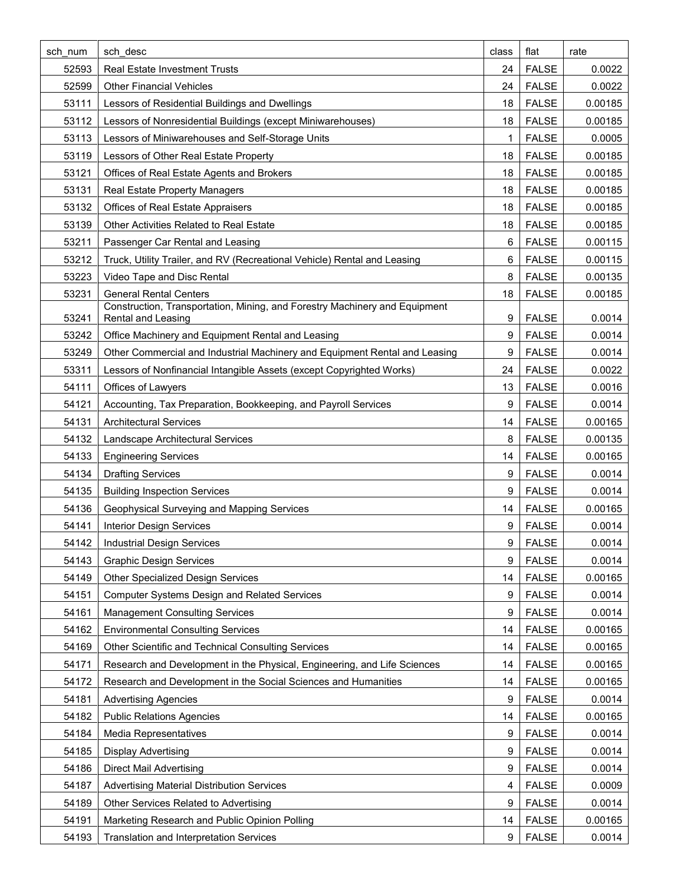| sch_num | sch_desc | class | flat | rate |
|---|---|---|---|---|
| 52593 | Real Estate Investment Trusts | 24 | FALSE | 0.0022 |
| 52599 | Other Financial Vehicles | 24 | FALSE | 0.0022 |
| 53111 | Lessors of Residential Buildings and Dwellings | 18 | FALSE | 0.00185 |
| 53112 | Lessors of Nonresidential Buildings (except Miniwarehouses) | 18 | FALSE | 0.00185 |
| 53113 | Lessors of Miniwarehouses and Self-Storage Units | 1 | FALSE | 0.0005 |
| 53119 | Lessors of Other Real Estate Property | 18 | FALSE | 0.00185 |
| 53121 | Offices of Real Estate Agents and Brokers | 18 | FALSE | 0.00185 |
| 53131 | Real Estate Property Managers | 18 | FALSE | 0.00185 |
| 53132 | Offices of Real Estate Appraisers | 18 | FALSE | 0.00185 |
| 53139 | Other Activities Related to Real Estate | 18 | FALSE | 0.00185 |
| 53211 | Passenger Car Rental and Leasing | 6 | FALSE | 0.00115 |
| 53212 | Truck, Utility Trailer, and RV (Recreational Vehicle) Rental and Leasing | 6 | FALSE | 0.00115 |
| 53223 | Video Tape and Disc Rental | 8 | FALSE | 0.00135 |
| 53231 | General Rental Centers | 18 | FALSE | 0.00185 |
| 53241 | Construction, Transportation, Mining, and Forestry Machinery and Equipment Rental and Leasing | 9 | FALSE | 0.0014 |
| 53242 | Office Machinery and Equipment Rental and Leasing | 9 | FALSE | 0.0014 |
| 53249 | Other Commercial and Industrial Machinery and Equipment Rental and Leasing | 9 | FALSE | 0.0014 |
| 53311 | Lessors of Nonfinancial Intangible Assets (except Copyrighted Works) | 24 | FALSE | 0.0022 |
| 54111 | Offices of Lawyers | 13 | FALSE | 0.0016 |
| 54121 | Accounting, Tax Preparation, Bookkeeping, and Payroll Services | 9 | FALSE | 0.0014 |
| 54131 | Architectural Services | 14 | FALSE | 0.00165 |
| 54132 | Landscape Architectural Services | 8 | FALSE | 0.00135 |
| 54133 | Engineering Services | 14 | FALSE | 0.00165 |
| 54134 | Drafting Services | 9 | FALSE | 0.0014 |
| 54135 | Building Inspection Services | 9 | FALSE | 0.0014 |
| 54136 | Geophysical Surveying and Mapping Services | 14 | FALSE | 0.00165 |
| 54141 | Interior Design Services | 9 | FALSE | 0.0014 |
| 54142 | Industrial Design Services | 9 | FALSE | 0.0014 |
| 54143 | Graphic Design Services | 9 | FALSE | 0.0014 |
| 54149 | Other Specialized Design Services | 14 | FALSE | 0.00165 |
| 54151 | Computer Systems Design and Related Services | 9 | FALSE | 0.0014 |
| 54161 | Management Consulting Services | 9 | FALSE | 0.0014 |
| 54162 | Environmental Consulting Services | 14 | FALSE | 0.00165 |
| 54169 | Other Scientific and Technical Consulting Services | 14 | FALSE | 0.00165 |
| 54171 | Research and Development in the Physical, Engineering, and Life Sciences | 14 | FALSE | 0.00165 |
| 54172 | Research and Development in the Social Sciences and Humanities | 14 | FALSE | 0.00165 |
| 54181 | Advertising Agencies | 9 | FALSE | 0.0014 |
| 54182 | Public Relations Agencies | 14 | FALSE | 0.00165 |
| 54184 | Media Representatives | 9 | FALSE | 0.0014 |
| 54185 | Display Advertising | 9 | FALSE | 0.0014 |
| 54186 | Direct Mail Advertising | 9 | FALSE | 0.0014 |
| 54187 | Advertising Material Distribution Services | 4 | FALSE | 0.0009 |
| 54189 | Other Services Related to Advertising | 9 | FALSE | 0.0014 |
| 54191 | Marketing Research and Public Opinion Polling | 14 | FALSE | 0.00165 |
| 54193 | Translation and Interpretation Services | 9 | FALSE | 0.0014 |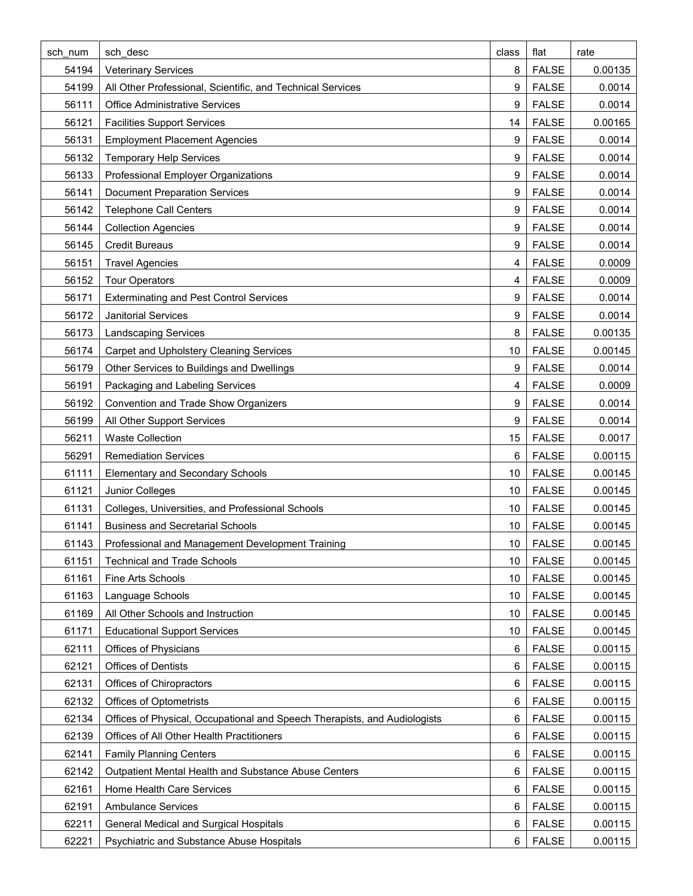| sch_num | sch_desc | class | flat | rate |
|---|---|---|---|---|
| 54194 | Veterinary Services | 8 | FALSE | 0.00135 |
| 54199 | All Other Professional, Scientific, and Technical Services | 9 | FALSE | 0.0014 |
| 56111 | Office Administrative Services | 9 | FALSE | 0.0014 |
| 56121 | Facilities Support Services | 14 | FALSE | 0.00165 |
| 56131 | Employment Placement Agencies | 9 | FALSE | 0.0014 |
| 56132 | Temporary Help Services | 9 | FALSE | 0.0014 |
| 56133 | Professional Employer Organizations | 9 | FALSE | 0.0014 |
| 56141 | Document Preparation Services | 9 | FALSE | 0.0014 |
| 56142 | Telephone Call Centers | 9 | FALSE | 0.0014 |
| 56144 | Collection Agencies | 9 | FALSE | 0.0014 |
| 56145 | Credit Bureaus | 9 | FALSE | 0.0014 |
| 56151 | Travel Agencies | 4 | FALSE | 0.0009 |
| 56152 | Tour Operators | 4 | FALSE | 0.0009 |
| 56171 | Exterminating and Pest Control Services | 9 | FALSE | 0.0014 |
| 56172 | Janitorial Services | 9 | FALSE | 0.0014 |
| 56173 | Landscaping Services | 8 | FALSE | 0.00135 |
| 56174 | Carpet and Upholstery Cleaning Services | 10 | FALSE | 0.00145 |
| 56179 | Other Services to Buildings and Dwellings | 9 | FALSE | 0.0014 |
| 56191 | Packaging and Labeling Services | 4 | FALSE | 0.0009 |
| 56192 | Convention and Trade Show Organizers | 9 | FALSE | 0.0014 |
| 56199 | All Other Support Services | 9 | FALSE | 0.0014 |
| 56211 | Waste Collection | 15 | FALSE | 0.0017 |
| 56291 | Remediation Services | 6 | FALSE | 0.00115 |
| 61111 | Elementary and Secondary Schools | 10 | FALSE | 0.00145 |
| 61121 | Junior Colleges | 10 | FALSE | 0.00145 |
| 61131 | Colleges, Universities, and Professional Schools | 10 | FALSE | 0.00145 |
| 61141 | Business and Secretarial Schools | 10 | FALSE | 0.00145 |
| 61143 | Professional and Management Development Training | 10 | FALSE | 0.00145 |
| 61151 | Technical and Trade Schools | 10 | FALSE | 0.00145 |
| 61161 | Fine Arts Schools | 10 | FALSE | 0.00145 |
| 61163 | Language Schools | 10 | FALSE | 0.00145 |
| 61169 | All Other Schools and Instruction | 10 | FALSE | 0.00145 |
| 61171 | Educational Support Services | 10 | FALSE | 0.00145 |
| 62111 | Offices of Physicians | 6 | FALSE | 0.00115 |
| 62121 | Offices of Dentists | 6 | FALSE | 0.00115 |
| 62131 | Offices of Chiropractors | 6 | FALSE | 0.00115 |
| 62132 | Offices of Optometrists | 6 | FALSE | 0.00115 |
| 62134 | Offices of Physical, Occupational and Speech Therapists, and Audiologists | 6 | FALSE | 0.00115 |
| 62139 | Offices of All Other Health Practitioners | 6 | FALSE | 0.00115 |
| 62141 | Family Planning Centers | 6 | FALSE | 0.00115 |
| 62142 | Outpatient Mental Health and Substance Abuse Centers | 6 | FALSE | 0.00115 |
| 62161 | Home Health Care Services | 6 | FALSE | 0.00115 |
| 62191 | Ambulance Services | 6 | FALSE | 0.00115 |
| 62211 | General Medical and Surgical Hospitals | 6 | FALSE | 0.00115 |
| 62221 | Psychiatric and Substance Abuse Hospitals | 6 | FALSE | 0.00115 |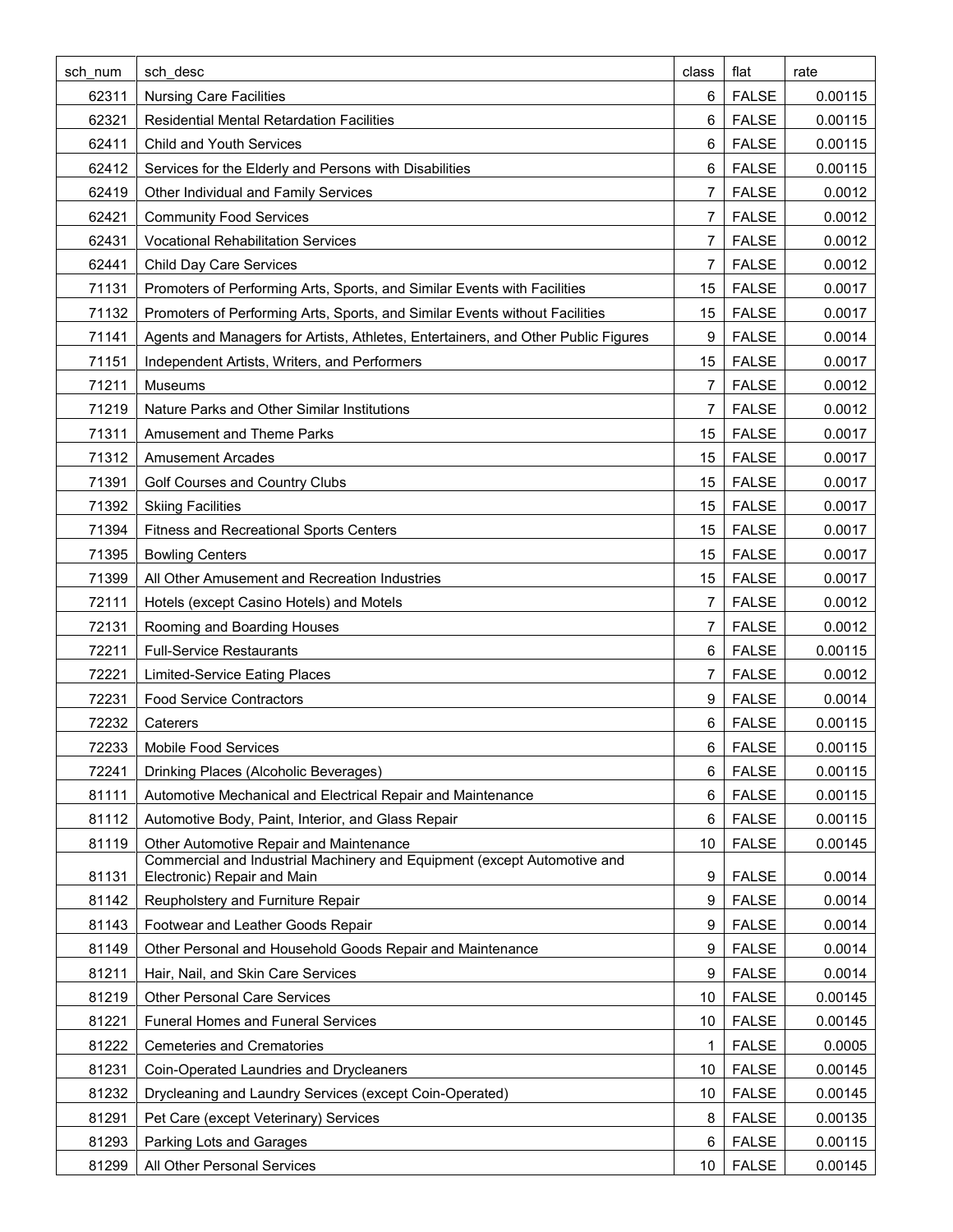| sch_num | sch_desc | class | flat | rate |
|---|---|---|---|---|
| 62311 | Nursing Care Facilities | 6 | FALSE | 0.00115 |
| 62321 | Residential Mental Retardation Facilities | 6 | FALSE | 0.00115 |
| 62411 | Child and Youth Services | 6 | FALSE | 0.00115 |
| 62412 | Services for the Elderly and Persons with Disabilities | 6 | FALSE | 0.00115 |
| 62419 | Other Individual and Family Services | 7 | FALSE | 0.0012 |
| 62421 | Community Food Services | 7 | FALSE | 0.0012 |
| 62431 | Vocational Rehabilitation Services | 7 | FALSE | 0.0012 |
| 62441 | Child Day Care Services | 7 | FALSE | 0.0012 |
| 71131 | Promoters of Performing Arts, Sports, and Similar Events with Facilities | 15 | FALSE | 0.0017 |
| 71132 | Promoters of Performing Arts, Sports, and Similar Events without Facilities | 15 | FALSE | 0.0017 |
| 71141 | Agents and Managers for Artists, Athletes, Entertainers, and Other Public Figures | 9 | FALSE | 0.0014 |
| 71151 | Independent Artists, Writers, and Performers | 15 | FALSE | 0.0017 |
| 71211 | Museums | 7 | FALSE | 0.0012 |
| 71219 | Nature Parks and Other Similar Institutions | 7 | FALSE | 0.0012 |
| 71311 | Amusement and Theme Parks | 15 | FALSE | 0.0017 |
| 71312 | Amusement Arcades | 15 | FALSE | 0.0017 |
| 71391 | Golf Courses and Country Clubs | 15 | FALSE | 0.0017 |
| 71392 | Skiing Facilities | 15 | FALSE | 0.0017 |
| 71394 | Fitness and Recreational Sports Centers | 15 | FALSE | 0.0017 |
| 71395 | Bowling Centers | 15 | FALSE | 0.0017 |
| 71399 | All Other Amusement and Recreation Industries | 15 | FALSE | 0.0017 |
| 72111 | Hotels (except Casino Hotels) and Motels | 7 | FALSE | 0.0012 |
| 72131 | Rooming and Boarding Houses | 7 | FALSE | 0.0012 |
| 72211 | Full-Service Restaurants | 6 | FALSE | 0.00115 |
| 72221 | Limited-Service Eating Places | 7 | FALSE | 0.0012 |
| 72231 | Food Service Contractors | 9 | FALSE | 0.0014 |
| 72232 | Caterers | 6 | FALSE | 0.00115 |
| 72233 | Mobile Food Services | 6 | FALSE | 0.00115 |
| 72241 | Drinking Places (Alcoholic Beverages) | 6 | FALSE | 0.00115 |
| 81111 | Automotive Mechanical and Electrical Repair and Maintenance | 6 | FALSE | 0.00115 |
| 81112 | Automotive Body, Paint, Interior, and Glass Repair | 6 | FALSE | 0.00115 |
| 81119 | Other Automotive Repair and Maintenance | 10 | FALSE | 0.00145 |
| 81131 | Commercial and Industrial Machinery and Equipment (except Automotive and Electronic) Repair and Main | 9 | FALSE | 0.0014 |
| 81142 | Reupholstery and Furniture Repair | 9 | FALSE | 0.0014 |
| 81143 | Footwear and Leather Goods Repair | 9 | FALSE | 0.0014 |
| 81149 | Other Personal and Household Goods Repair and Maintenance | 9 | FALSE | 0.0014 |
| 81211 | Hair, Nail, and Skin Care Services | 9 | FALSE | 0.0014 |
| 81219 | Other Personal Care Services | 10 | FALSE | 0.00145 |
| 81221 | Funeral Homes and Funeral Services | 10 | FALSE | 0.00145 |
| 81222 | Cemeteries and Crematories | 1 | FALSE | 0.0005 |
| 81231 | Coin-Operated Laundries and Drycleaners | 10 | FALSE | 0.00145 |
| 81232 | Drycleaning and Laundry Services (except Coin-Operated) | 10 | FALSE | 0.00145 |
| 81291 | Pet Care (except Veterinary) Services | 8 | FALSE | 0.00135 |
| 81293 | Parking Lots and Garages | 6 | FALSE | 0.00115 |
| 81299 | All Other Personal Services | 10 | FALSE | 0.00145 |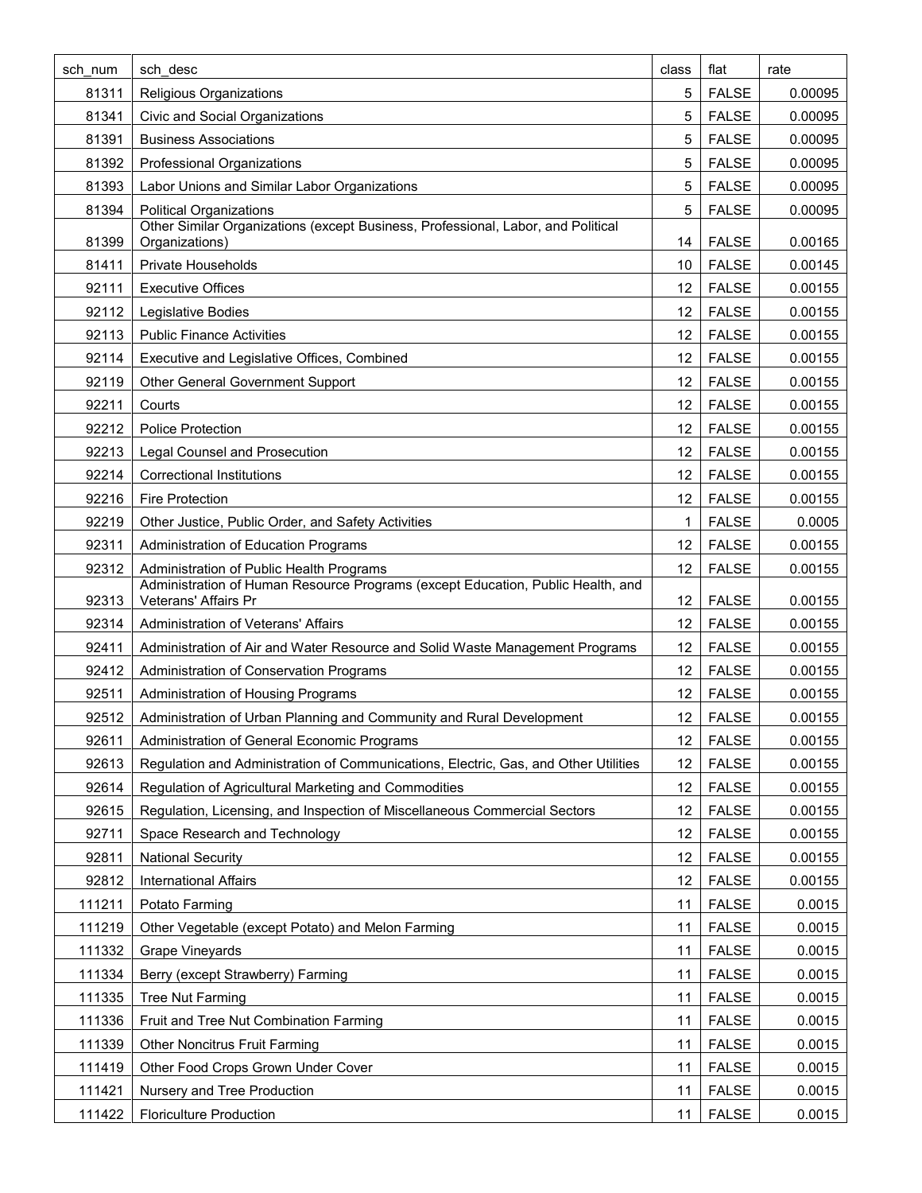| sch_num | sch_desc | class | flat | rate |
|---|---|---|---|---|
| 81311 | Religious Organizations | 5 | FALSE | 0.00095 |
| 81341 | Civic and Social Organizations | 5 | FALSE | 0.00095 |
| 81391 | Business Associations | 5 | FALSE | 0.00095 |
| 81392 | Professional Organizations | 5 | FALSE | 0.00095 |
| 81393 | Labor Unions and Similar Labor Organizations | 5 | FALSE | 0.00095 |
| 81394 | Political Organizations | 5 | FALSE | 0.00095 |
| 81399 | Other Similar Organizations (except Business, Professional, Labor, and Political Organizations) | 14 | FALSE | 0.00165 |
| 81411 | Private Households | 10 | FALSE | 0.00145 |
| 92111 | Executive Offices | 12 | FALSE | 0.00155 |
| 92112 | Legislative Bodies | 12 | FALSE | 0.00155 |
| 92113 | Public Finance Activities | 12 | FALSE | 0.00155 |
| 92114 | Executive and Legislative Offices, Combined | 12 | FALSE | 0.00155 |
| 92119 | Other General Government Support | 12 | FALSE | 0.00155 |
| 92211 | Courts | 12 | FALSE | 0.00155 |
| 92212 | Police Protection | 12 | FALSE | 0.00155 |
| 92213 | Legal Counsel and Prosecution | 12 | FALSE | 0.00155 |
| 92214 | Correctional Institutions | 12 | FALSE | 0.00155 |
| 92216 | Fire Protection | 12 | FALSE | 0.00155 |
| 92219 | Other Justice, Public Order, and Safety Activities | 1 | FALSE | 0.0005 |
| 92311 | Administration of Education Programs | 12 | FALSE | 0.00155 |
| 92312 | Administration of Public Health Programs | 12 | FALSE | 0.00155 |
| 92313 | Administration of Human Resource Programs (except Education, Public Health, and Veterans' Affairs Pr | 12 | FALSE | 0.00155 |
| 92314 | Administration of Veterans' Affairs | 12 | FALSE | 0.00155 |
| 92411 | Administration of Air and Water Resource and Solid Waste Management Programs | 12 | FALSE | 0.00155 |
| 92412 | Administration of Conservation Programs | 12 | FALSE | 0.00155 |
| 92511 | Administration of Housing Programs | 12 | FALSE | 0.00155 |
| 92512 | Administration of Urban Planning and Community and Rural Development | 12 | FALSE | 0.00155 |
| 92611 | Administration of General Economic Programs | 12 | FALSE | 0.00155 |
| 92613 | Regulation and Administration of Communications, Electric, Gas, and Other Utilities | 12 | FALSE | 0.00155 |
| 92614 | Regulation of Agricultural Marketing and Commodities | 12 | FALSE | 0.00155 |
| 92615 | Regulation, Licensing, and Inspection of Miscellaneous Commercial Sectors | 12 | FALSE | 0.00155 |
| 92711 | Space Research and Technology | 12 | FALSE | 0.00155 |
| 92811 | National Security | 12 | FALSE | 0.00155 |
| 92812 | International Affairs | 12 | FALSE | 0.00155 |
| 111211 | Potato Farming | 11 | FALSE | 0.0015 |
| 111219 | Other Vegetable (except Potato) and Melon Farming | 11 | FALSE | 0.0015 |
| 111332 | Grape Vineyards | 11 | FALSE | 0.0015 |
| 111334 | Berry (except Strawberry) Farming | 11 | FALSE | 0.0015 |
| 111335 | Tree Nut Farming | 11 | FALSE | 0.0015 |
| 111336 | Fruit and Tree Nut Combination Farming | 11 | FALSE | 0.0015 |
| 111339 | Other Noncitrus Fruit Farming | 11 | FALSE | 0.0015 |
| 111419 | Other Food Crops Grown Under Cover | 11 | FALSE | 0.0015 |
| 111421 | Nursery and Tree Production | 11 | FALSE | 0.0015 |
| 111422 | Floriculture Production | 11 | FALSE | 0.0015 |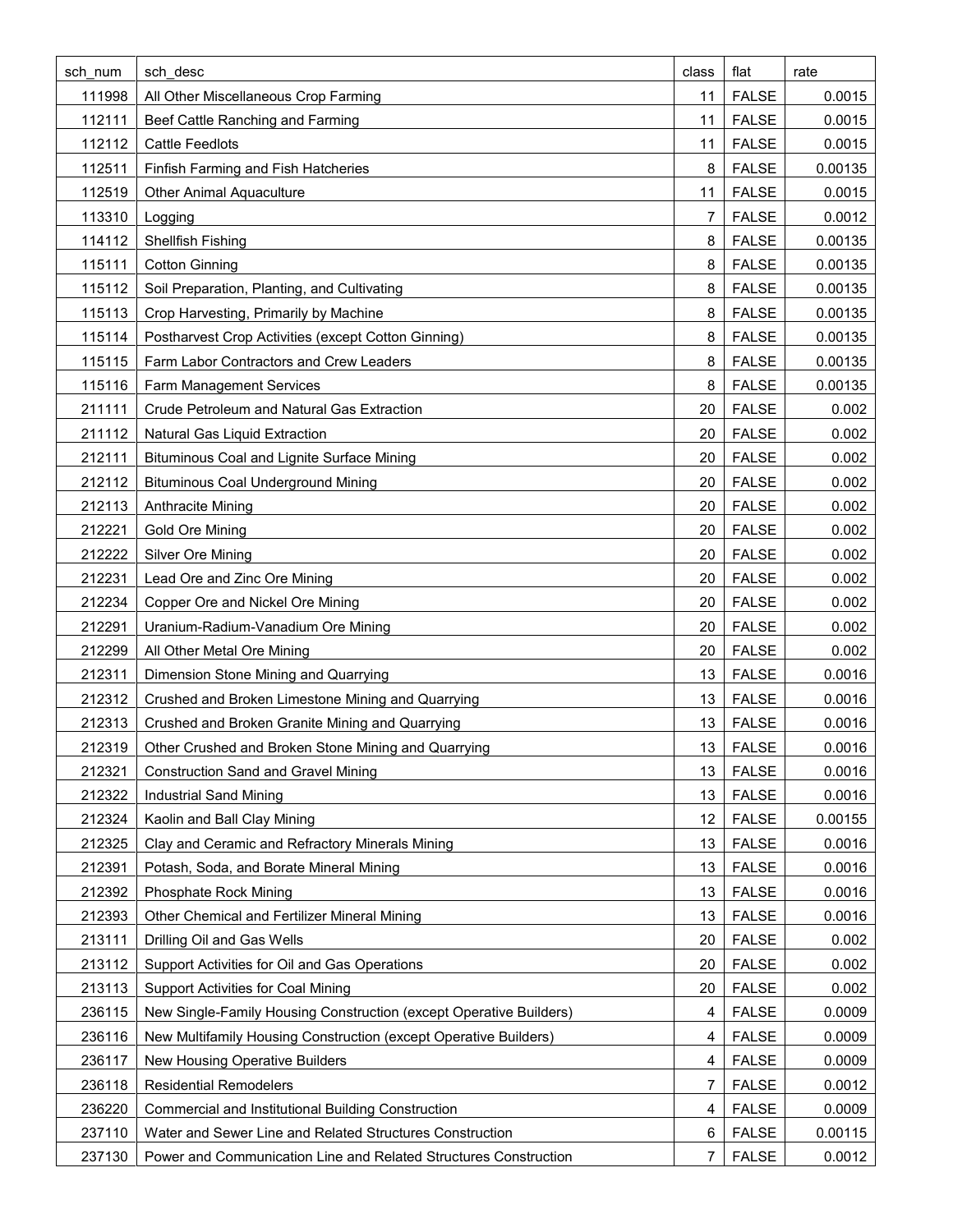| sch_num | sch_desc | class | flat | rate |
|---|---|---|---|---|
| 111998 | All Other Miscellaneous Crop Farming | 11 | FALSE | 0.0015 |
| 112111 | Beef Cattle Ranching and Farming | 11 | FALSE | 0.0015 |
| 112112 | Cattle Feedlots | 11 | FALSE | 0.0015 |
| 112511 | Finfish Farming and Fish Hatcheries | 8 | FALSE | 0.00135 |
| 112519 | Other Animal Aquaculture | 11 | FALSE | 0.0015 |
| 113310 | Logging | 7 | FALSE | 0.0012 |
| 114112 | Shellfish Fishing | 8 | FALSE | 0.00135 |
| 115111 | Cotton Ginning | 8 | FALSE | 0.00135 |
| 115112 | Soil Preparation, Planting, and Cultivating | 8 | FALSE | 0.00135 |
| 115113 | Crop Harvesting, Primarily by Machine | 8 | FALSE | 0.00135 |
| 115114 | Postharvest Crop Activities (except Cotton Ginning) | 8 | FALSE | 0.00135 |
| 115115 | Farm Labor Contractors and Crew Leaders | 8 | FALSE | 0.00135 |
| 115116 | Farm Management Services | 8 | FALSE | 0.00135 |
| 211111 | Crude Petroleum and Natural Gas Extraction | 20 | FALSE | 0.002 |
| 211112 | Natural Gas Liquid Extraction | 20 | FALSE | 0.002 |
| 212111 | Bituminous Coal and Lignite Surface Mining | 20 | FALSE | 0.002 |
| 212112 | Bituminous Coal Underground Mining | 20 | FALSE | 0.002 |
| 212113 | Anthracite Mining | 20 | FALSE | 0.002 |
| 212221 | Gold Ore Mining | 20 | FALSE | 0.002 |
| 212222 | Silver Ore Mining | 20 | FALSE | 0.002 |
| 212231 | Lead Ore and Zinc Ore Mining | 20 | FALSE | 0.002 |
| 212234 | Copper Ore and Nickel Ore Mining | 20 | FALSE | 0.002 |
| 212291 | Uranium-Radium-Vanadium Ore Mining | 20 | FALSE | 0.002 |
| 212299 | All Other Metal Ore Mining | 20 | FALSE | 0.002 |
| 212311 | Dimension Stone Mining and Quarrying | 13 | FALSE | 0.0016 |
| 212312 | Crushed and Broken Limestone Mining and Quarrying | 13 | FALSE | 0.0016 |
| 212313 | Crushed and Broken Granite Mining and Quarrying | 13 | FALSE | 0.0016 |
| 212319 | Other Crushed and Broken Stone Mining and Quarrying | 13 | FALSE | 0.0016 |
| 212321 | Construction Sand and Gravel Mining | 13 | FALSE | 0.0016 |
| 212322 | Industrial Sand Mining | 13 | FALSE | 0.0016 |
| 212324 | Kaolin and Ball Clay Mining | 12 | FALSE | 0.00155 |
| 212325 | Clay and Ceramic and Refractory Minerals Mining | 13 | FALSE | 0.0016 |
| 212391 | Potash, Soda, and Borate Mineral Mining | 13 | FALSE | 0.0016 |
| 212392 | Phosphate Rock Mining | 13 | FALSE | 0.0016 |
| 212393 | Other Chemical and Fertilizer Mineral Mining | 13 | FALSE | 0.0016 |
| 213111 | Drilling Oil and Gas Wells | 20 | FALSE | 0.002 |
| 213112 | Support Activities for Oil and Gas Operations | 20 | FALSE | 0.002 |
| 213113 | Support Activities for Coal Mining | 20 | FALSE | 0.002 |
| 236115 | New Single-Family Housing Construction (except Operative Builders) | 4 | FALSE | 0.0009 |
| 236116 | New Multifamily Housing Construction (except Operative Builders) | 4 | FALSE | 0.0009 |
| 236117 | New Housing Operative Builders | 4 | FALSE | 0.0009 |
| 236118 | Residential Remodelers | 7 | FALSE | 0.0012 |
| 236220 | Commercial and Institutional Building Construction | 4 | FALSE | 0.0009 |
| 237110 | Water and Sewer Line and Related Structures Construction | 6 | FALSE | 0.00115 |
| 237130 | Power and Communication Line and Related Structures Construction | 7 | FALSE | 0.0012 |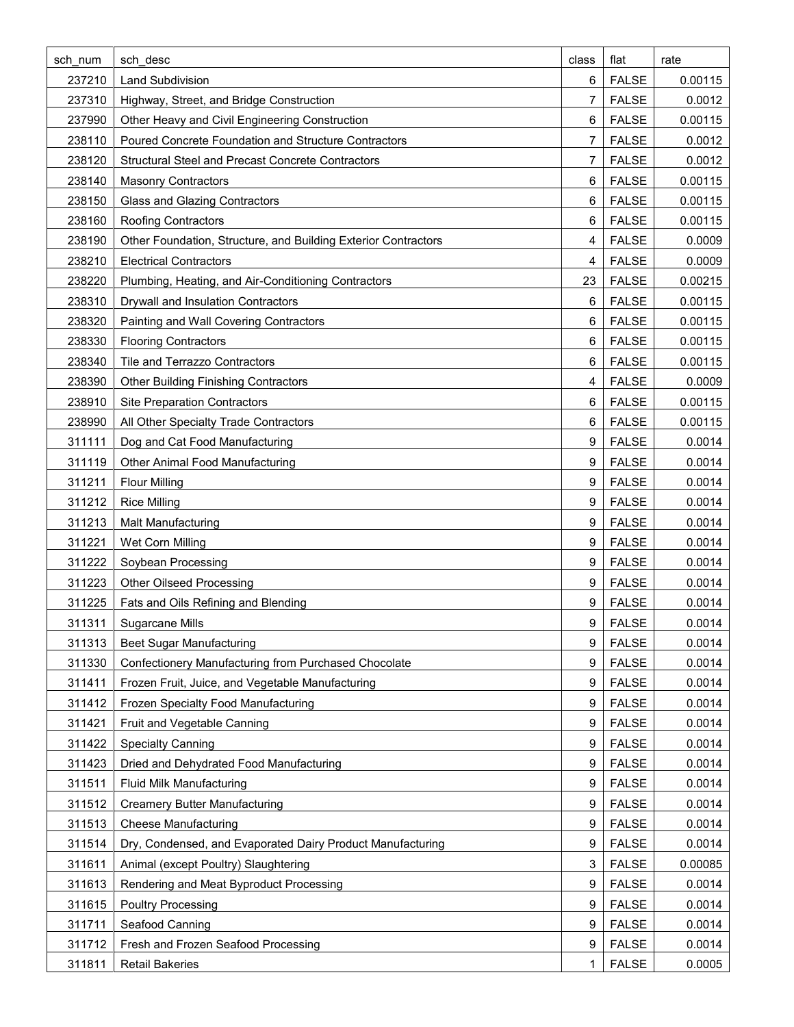| sch_num | sch_desc | class | flat | rate |
|---|---|---|---|---|
| 237210 | Land Subdivision | 6 | FALSE | 0.00115 |
| 237310 | Highway, Street, and Bridge Construction | 7 | FALSE | 0.0012 |
| 237990 | Other Heavy and Civil Engineering Construction | 6 | FALSE | 0.00115 |
| 238110 | Poured Concrete Foundation and Structure Contractors | 7 | FALSE | 0.0012 |
| 238120 | Structural Steel and Precast Concrete Contractors | 7 | FALSE | 0.0012 |
| 238140 | Masonry Contractors | 6 | FALSE | 0.00115 |
| 238150 | Glass and Glazing Contractors | 6 | FALSE | 0.00115 |
| 238160 | Roofing Contractors | 6 | FALSE | 0.00115 |
| 238190 | Other Foundation, Structure, and Building Exterior Contractors | 4 | FALSE | 0.0009 |
| 238210 | Electrical Contractors | 4 | FALSE | 0.0009 |
| 238220 | Plumbing, Heating, and Air-Conditioning Contractors | 23 | FALSE | 0.00215 |
| 238310 | Drywall and Insulation Contractors | 6 | FALSE | 0.00115 |
| 238320 | Painting and Wall Covering Contractors | 6 | FALSE | 0.00115 |
| 238330 | Flooring Contractors | 6 | FALSE | 0.00115 |
| 238340 | Tile and Terrazzo Contractors | 6 | FALSE | 0.00115 |
| 238390 | Other Building Finishing Contractors | 4 | FALSE | 0.0009 |
| 238910 | Site Preparation Contractors | 6 | FALSE | 0.00115 |
| 238990 | All Other Specialty Trade Contractors | 6 | FALSE | 0.00115 |
| 311111 | Dog and Cat Food Manufacturing | 9 | FALSE | 0.0014 |
| 311119 | Other Animal Food Manufacturing | 9 | FALSE | 0.0014 |
| 311211 | Flour Milling | 9 | FALSE | 0.0014 |
| 311212 | Rice Milling | 9 | FALSE | 0.0014 |
| 311213 | Malt Manufacturing | 9 | FALSE | 0.0014 |
| 311221 | Wet Corn Milling | 9 | FALSE | 0.0014 |
| 311222 | Soybean Processing | 9 | FALSE | 0.0014 |
| 311223 | Other Oilseed Processing | 9 | FALSE | 0.0014 |
| 311225 | Fats and Oils Refining and Blending | 9 | FALSE | 0.0014 |
| 311311 | Sugarcane Mills | 9 | FALSE | 0.0014 |
| 311313 | Beet Sugar Manufacturing | 9 | FALSE | 0.0014 |
| 311330 | Confectionery Manufacturing from Purchased Chocolate | 9 | FALSE | 0.0014 |
| 311411 | Frozen Fruit, Juice, and Vegetable Manufacturing | 9 | FALSE | 0.0014 |
| 311412 | Frozen Specialty Food Manufacturing | 9 | FALSE | 0.0014 |
| 311421 | Fruit and Vegetable Canning | 9 | FALSE | 0.0014 |
| 311422 | Specialty Canning | 9 | FALSE | 0.0014 |
| 311423 | Dried and Dehydrated Food Manufacturing | 9 | FALSE | 0.0014 |
| 311511 | Fluid Milk Manufacturing | 9 | FALSE | 0.0014 |
| 311512 | Creamery Butter Manufacturing | 9 | FALSE | 0.0014 |
| 311513 | Cheese Manufacturing | 9 | FALSE | 0.0014 |
| 311514 | Dry, Condensed, and Evaporated Dairy Product Manufacturing | 9 | FALSE | 0.0014 |
| 311611 | Animal (except Poultry) Slaughtering | 3 | FALSE | 0.00085 |
| 311613 | Rendering and Meat Byproduct Processing | 9 | FALSE | 0.0014 |
| 311615 | Poultry Processing | 9 | FALSE | 0.0014 |
| 311711 | Seafood Canning | 9 | FALSE | 0.0014 |
| 311712 | Fresh and Frozen Seafood Processing | 9 | FALSE | 0.0014 |
| 311811 | Retail Bakeries | 1 | FALSE | 0.0005 |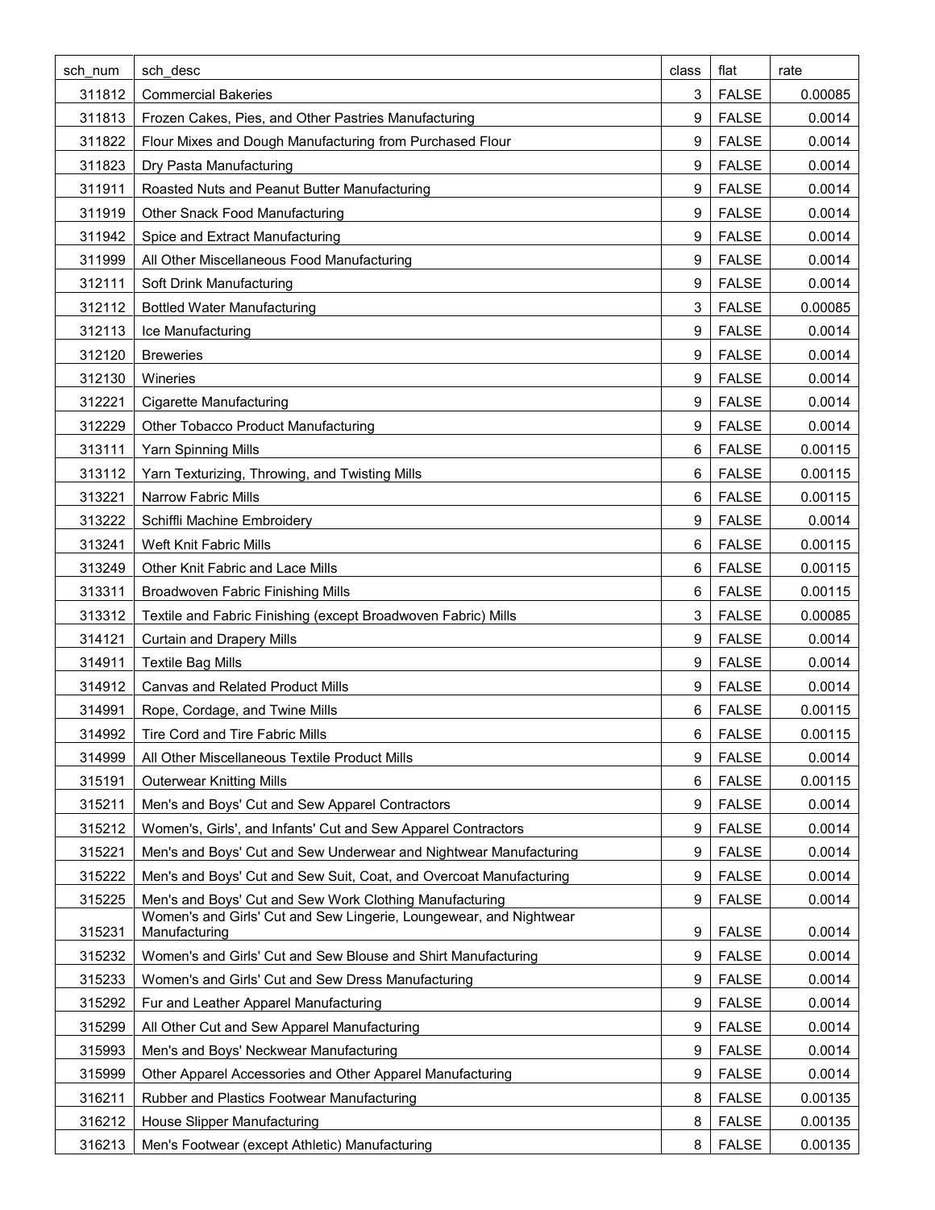| sch_num | sch_desc | class | flat | rate |
|---|---|---|---|---|
| 311812 | Commercial Bakeries | 3 | FALSE | 0.00085 |
| 311813 | Frozen Cakes, Pies, and Other Pastries Manufacturing | 9 | FALSE | 0.0014 |
| 311822 | Flour Mixes and Dough Manufacturing from Purchased Flour | 9 | FALSE | 0.0014 |
| 311823 | Dry Pasta Manufacturing | 9 | FALSE | 0.0014 |
| 311911 | Roasted Nuts and Peanut Butter Manufacturing | 9 | FALSE | 0.0014 |
| 311919 | Other Snack Food Manufacturing | 9 | FALSE | 0.0014 |
| 311942 | Spice and Extract Manufacturing | 9 | FALSE | 0.0014 |
| 311999 | All Other Miscellaneous Food Manufacturing | 9 | FALSE | 0.0014 |
| 312111 | Soft Drink Manufacturing | 9 | FALSE | 0.0014 |
| 312112 | Bottled Water Manufacturing | 3 | FALSE | 0.00085 |
| 312113 | Ice Manufacturing | 9 | FALSE | 0.0014 |
| 312120 | Breweries | 9 | FALSE | 0.0014 |
| 312130 | Wineries | 9 | FALSE | 0.0014 |
| 312221 | Cigarette Manufacturing | 9 | FALSE | 0.0014 |
| 312229 | Other Tobacco Product Manufacturing | 9 | FALSE | 0.0014 |
| 313111 | Yarn Spinning Mills | 6 | FALSE | 0.00115 |
| 313112 | Yarn Texturizing, Throwing, and Twisting Mills | 6 | FALSE | 0.00115 |
| 313221 | Narrow Fabric Mills | 6 | FALSE | 0.00115 |
| 313222 | Schiffli Machine Embroidery | 9 | FALSE | 0.0014 |
| 313241 | Weft Knit Fabric Mills | 6 | FALSE | 0.00115 |
| 313249 | Other Knit Fabric and Lace Mills | 6 | FALSE | 0.00115 |
| 313311 | Broadwoven Fabric Finishing Mills | 6 | FALSE | 0.00115 |
| 313312 | Textile and Fabric Finishing (except Broadwoven Fabric) Mills | 3 | FALSE | 0.00085 |
| 314121 | Curtain and Drapery Mills | 9 | FALSE | 0.0014 |
| 314911 | Textile Bag Mills | 9 | FALSE | 0.0014 |
| 314912 | Canvas and Related Product Mills | 9 | FALSE | 0.0014 |
| 314991 | Rope, Cordage, and Twine Mills | 6 | FALSE | 0.00115 |
| 314992 | Tire Cord and Tire Fabric Mills | 6 | FALSE | 0.00115 |
| 314999 | All Other Miscellaneous Textile Product Mills | 9 | FALSE | 0.0014 |
| 315191 | Outerwear Knitting Mills | 6 | FALSE | 0.00115 |
| 315211 | Men's and Boys' Cut and Sew Apparel Contractors | 9 | FALSE | 0.0014 |
| 315212 | Women's, Girls', and Infants' Cut and Sew Apparel Contractors | 9 | FALSE | 0.0014 |
| 315221 | Men's and Boys' Cut and Sew Underwear and Nightwear Manufacturing | 9 | FALSE | 0.0014 |
| 315222 | Men's and Boys' Cut and Sew Suit, Coat, and Overcoat Manufacturing | 9 | FALSE | 0.0014 |
| 315225 | Men's and Boys' Cut and Sew Work Clothing Manufacturing | 9 | FALSE | 0.0014 |
| 315231 | Women's and Girls' Cut and Sew Lingerie, Loungewear, and Nightwear Manufacturing | 9 | FALSE | 0.0014 |
| 315232 | Women's and Girls' Cut and Sew Blouse and Shirt Manufacturing | 9 | FALSE | 0.0014 |
| 315233 | Women's and Girls' Cut and Sew Dress Manufacturing | 9 | FALSE | 0.0014 |
| 315292 | Fur and Leather Apparel Manufacturing | 9 | FALSE | 0.0014 |
| 315299 | All Other Cut and Sew Apparel Manufacturing | 9 | FALSE | 0.0014 |
| 315993 | Men's and Boys' Neckwear Manufacturing | 9 | FALSE | 0.0014 |
| 315999 | Other Apparel Accessories and Other Apparel Manufacturing | 9 | FALSE | 0.0014 |
| 316211 | Rubber and Plastics Footwear Manufacturing | 8 | FALSE | 0.00135 |
| 316212 | House Slipper Manufacturing | 8 | FALSE | 0.00135 |
| 316213 | Men's Footwear (except Athletic) Manufacturing | 8 | FALSE | 0.00135 |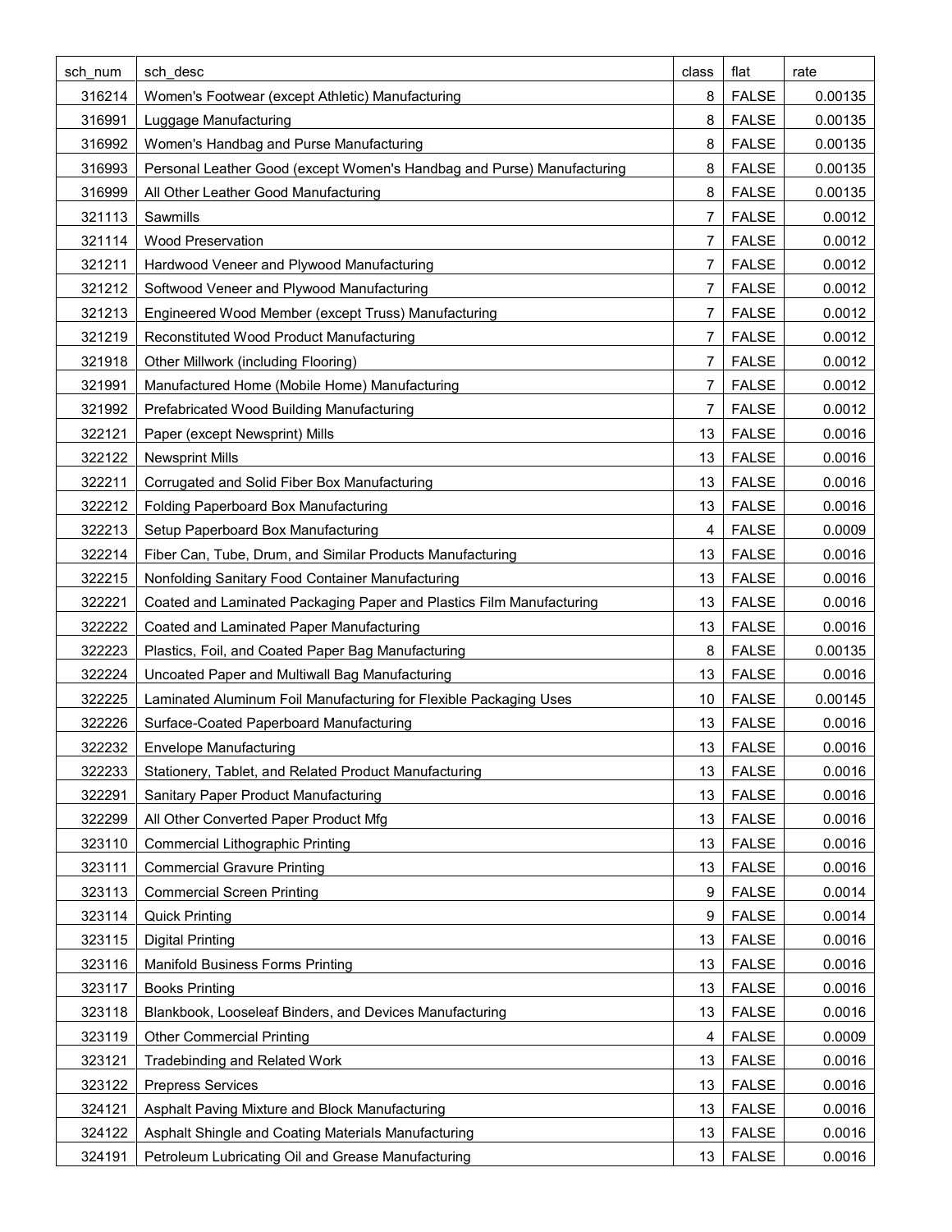| sch_num | sch_desc | class | flat | rate |
|---|---|---|---|---|
| 316214 | Women's Footwear (except Athletic) Manufacturing | 8 | FALSE | 0.00135 |
| 316991 | Luggage Manufacturing | 8 | FALSE | 0.00135 |
| 316992 | Women's Handbag and Purse Manufacturing | 8 | FALSE | 0.00135 |
| 316993 | Personal Leather Good (except Women's Handbag and Purse) Manufacturing | 8 | FALSE | 0.00135 |
| 316999 | All Other Leather Good Manufacturing | 8 | FALSE | 0.00135 |
| 321113 | Sawmills | 7 | FALSE | 0.0012 |
| 321114 | Wood Preservation | 7 | FALSE | 0.0012 |
| 321211 | Hardwood Veneer and Plywood Manufacturing | 7 | FALSE | 0.0012 |
| 321212 | Softwood Veneer and Plywood Manufacturing | 7 | FALSE | 0.0012 |
| 321213 | Engineered Wood Member (except Truss) Manufacturing | 7 | FALSE | 0.0012 |
| 321219 | Reconstituted Wood Product Manufacturing | 7 | FALSE | 0.0012 |
| 321918 | Other Millwork (including Flooring) | 7 | FALSE | 0.0012 |
| 321991 | Manufactured Home (Mobile Home) Manufacturing | 7 | FALSE | 0.0012 |
| 321992 | Prefabricated Wood Building Manufacturing | 7 | FALSE | 0.0012 |
| 322121 | Paper (except Newsprint) Mills | 13 | FALSE | 0.0016 |
| 322122 | Newsprint Mills | 13 | FALSE | 0.0016 |
| 322211 | Corrugated and Solid Fiber Box Manufacturing | 13 | FALSE | 0.0016 |
| 322212 | Folding Paperboard Box Manufacturing | 13 | FALSE | 0.0016 |
| 322213 | Setup Paperboard Box Manufacturing | 4 | FALSE | 0.0009 |
| 322214 | Fiber Can, Tube, Drum, and Similar Products Manufacturing | 13 | FALSE | 0.0016 |
| 322215 | Nonfolding Sanitary Food Container Manufacturing | 13 | FALSE | 0.0016 |
| 322221 | Coated and Laminated Packaging Paper and Plastics Film Manufacturing | 13 | FALSE | 0.0016 |
| 322222 | Coated and Laminated Paper Manufacturing | 13 | FALSE | 0.0016 |
| 322223 | Plastics, Foil, and Coated Paper Bag Manufacturing | 8 | FALSE | 0.00135 |
| 322224 | Uncoated Paper and Multiwall Bag Manufacturing | 13 | FALSE | 0.0016 |
| 322225 | Laminated Aluminum Foil Manufacturing for Flexible Packaging Uses | 10 | FALSE | 0.00145 |
| 322226 | Surface-Coated Paperboard Manufacturing | 13 | FALSE | 0.0016 |
| 322232 | Envelope Manufacturing | 13 | FALSE | 0.0016 |
| 322233 | Stationery, Tablet, and Related Product Manufacturing | 13 | FALSE | 0.0016 |
| 322291 | Sanitary Paper Product Manufacturing | 13 | FALSE | 0.0016 |
| 322299 | All Other Converted Paper Product Mfg | 13 | FALSE | 0.0016 |
| 323110 | Commercial Lithographic Printing | 13 | FALSE | 0.0016 |
| 323111 | Commercial Gravure Printing | 13 | FALSE | 0.0016 |
| 323113 | Commercial Screen Printing | 9 | FALSE | 0.0014 |
| 323114 | Quick Printing | 9 | FALSE | 0.0014 |
| 323115 | Digital Printing | 13 | FALSE | 0.0016 |
| 323116 | Manifold Business Forms Printing | 13 | FALSE | 0.0016 |
| 323117 | Books Printing | 13 | FALSE | 0.0016 |
| 323118 | Blankbook, Looseleaf Binders, and Devices Manufacturing | 13 | FALSE | 0.0016 |
| 323119 | Other Commercial Printing | 4 | FALSE | 0.0009 |
| 323121 | Tradebinding and Related Work | 13 | FALSE | 0.0016 |
| 323122 | Prepress Services | 13 | FALSE | 0.0016 |
| 324121 | Asphalt Paving Mixture and Block Manufacturing | 13 | FALSE | 0.0016 |
| 324122 | Asphalt Shingle and Coating Materials Manufacturing | 13 | FALSE | 0.0016 |
| 324191 | Petroleum Lubricating Oil and Grease Manufacturing | 13 | FALSE | 0.0016 |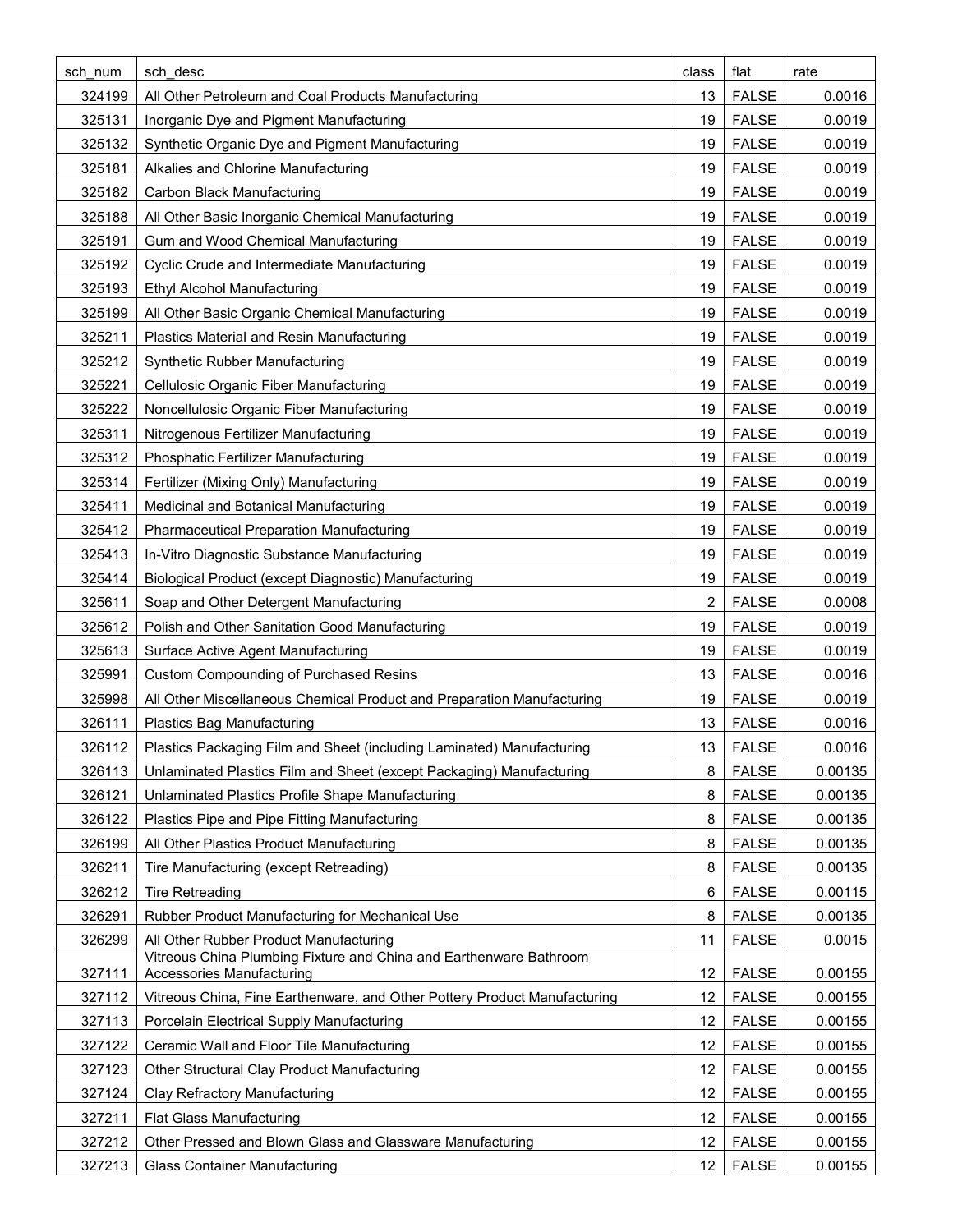| sch_num | sch_desc | class | flat | rate |
|---|---|---|---|---|
| 324199 | All Other Petroleum and Coal Products Manufacturing | 13 | FALSE | 0.0016 |
| 325131 | Inorganic Dye and Pigment Manufacturing | 19 | FALSE | 0.0019 |
| 325132 | Synthetic Organic Dye and Pigment Manufacturing | 19 | FALSE | 0.0019 |
| 325181 | Alkalies and Chlorine Manufacturing | 19 | FALSE | 0.0019 |
| 325182 | Carbon Black Manufacturing | 19 | FALSE | 0.0019 |
| 325188 | All Other Basic Inorganic Chemical Manufacturing | 19 | FALSE | 0.0019 |
| 325191 | Gum and Wood Chemical Manufacturing | 19 | FALSE | 0.0019 |
| 325192 | Cyclic Crude and Intermediate Manufacturing | 19 | FALSE | 0.0019 |
| 325193 | Ethyl Alcohol Manufacturing | 19 | FALSE | 0.0019 |
| 325199 | All Other Basic Organic Chemical Manufacturing | 19 | FALSE | 0.0019 |
| 325211 | Plastics Material and Resin Manufacturing | 19 | FALSE | 0.0019 |
| 325212 | Synthetic Rubber Manufacturing | 19 | FALSE | 0.0019 |
| 325221 | Cellulosic Organic Fiber Manufacturing | 19 | FALSE | 0.0019 |
| 325222 | Noncellulosic Organic Fiber Manufacturing | 19 | FALSE | 0.0019 |
| 325311 | Nitrogenous Fertilizer Manufacturing | 19 | FALSE | 0.0019 |
| 325312 | Phosphatic Fertilizer Manufacturing | 19 | FALSE | 0.0019 |
| 325314 | Fertilizer (Mixing Only) Manufacturing | 19 | FALSE | 0.0019 |
| 325411 | Medicinal and Botanical Manufacturing | 19 | FALSE | 0.0019 |
| 325412 | Pharmaceutical Preparation Manufacturing | 19 | FALSE | 0.0019 |
| 325413 | In-Vitro Diagnostic Substance Manufacturing | 19 | FALSE | 0.0019 |
| 325414 | Biological Product (except Diagnostic) Manufacturing | 19 | FALSE | 0.0019 |
| 325611 | Soap and Other Detergent Manufacturing | 2 | FALSE | 0.0008 |
| 325612 | Polish and Other Sanitation Good Manufacturing | 19 | FALSE | 0.0019 |
| 325613 | Surface Active Agent Manufacturing | 19 | FALSE | 0.0019 |
| 325991 | Custom Compounding of Purchased Resins | 13 | FALSE | 0.0016 |
| 325998 | All Other Miscellaneous Chemical Product and Preparation Manufacturing | 19 | FALSE | 0.0019 |
| 326111 | Plastics Bag Manufacturing | 13 | FALSE | 0.0016 |
| 326112 | Plastics Packaging Film and Sheet (including Laminated) Manufacturing | 13 | FALSE | 0.0016 |
| 326113 | Unlaminated Plastics Film and Sheet (except Packaging) Manufacturing | 8 | FALSE | 0.00135 |
| 326121 | Unlaminated Plastics Profile Shape Manufacturing | 8 | FALSE | 0.00135 |
| 326122 | Plastics Pipe and Pipe Fitting Manufacturing | 8 | FALSE | 0.00135 |
| 326199 | All Other Plastics Product Manufacturing | 8 | FALSE | 0.00135 |
| 326211 | Tire Manufacturing (except Retreading) | 8 | FALSE | 0.00135 |
| 326212 | Tire Retreading | 6 | FALSE | 0.00115 |
| 326291 | Rubber Product Manufacturing for Mechanical Use | 8 | FALSE | 0.00135 |
| 326299 | All Other Rubber Product Manufacturing | 11 | FALSE | 0.0015 |
| 327111 | Vitreous China Plumbing Fixture and China and Earthenware Bathroom Accessories Manufacturing | 12 | FALSE | 0.00155 |
| 327112 | Vitreous China, Fine Earthenware, and Other Pottery Product Manufacturing | 12 | FALSE | 0.00155 |
| 327113 | Porcelain Electrical Supply Manufacturing | 12 | FALSE | 0.00155 |
| 327122 | Ceramic Wall and Floor Tile Manufacturing | 12 | FALSE | 0.00155 |
| 327123 | Other Structural Clay Product Manufacturing | 12 | FALSE | 0.00155 |
| 327124 | Clay Refractory Manufacturing | 12 | FALSE | 0.00155 |
| 327211 | Flat Glass Manufacturing | 12 | FALSE | 0.00155 |
| 327212 | Other Pressed and Blown Glass and Glassware Manufacturing | 12 | FALSE | 0.00155 |
| 327213 | Glass Container Manufacturing | 12 | FALSE | 0.00155 |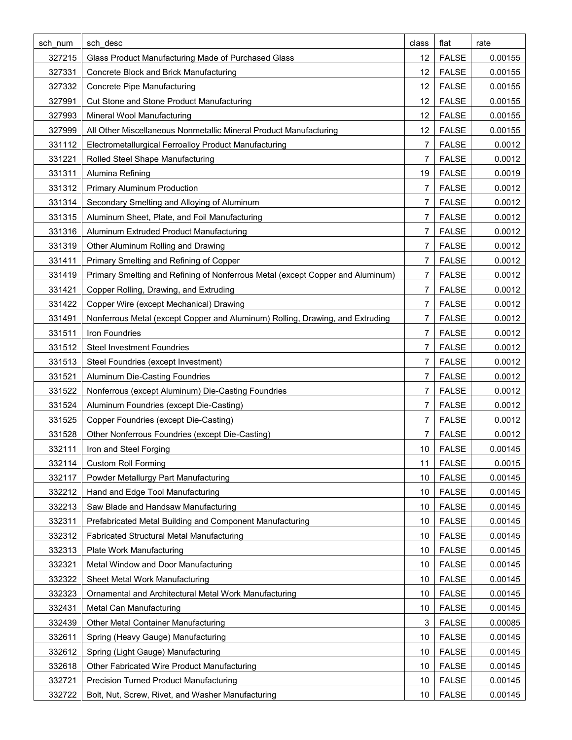| sch_num | sch_desc | class | flat | rate |
| --- | --- | --- | --- | --- |
| 327215 | Glass Product Manufacturing Made of Purchased Glass | 12 | FALSE | 0.00155 |
| 327331 | Concrete Block and Brick Manufacturing | 12 | FALSE | 0.00155 |
| 327332 | Concrete Pipe Manufacturing | 12 | FALSE | 0.00155 |
| 327991 | Cut Stone and Stone Product Manufacturing | 12 | FALSE | 0.00155 |
| 327993 | Mineral Wool Manufacturing | 12 | FALSE | 0.00155 |
| 327999 | All Other Miscellaneous Nonmetallic Mineral Product Manufacturing | 12 | FALSE | 0.00155 |
| 331112 | Electrometallurgical Ferroalloy Product Manufacturing | 7 | FALSE | 0.0012 |
| 331221 | Rolled Steel Shape Manufacturing | 7 | FALSE | 0.0012 |
| 331311 | Alumina Refining | 19 | FALSE | 0.0019 |
| 331312 | Primary Aluminum Production | 7 | FALSE | 0.0012 |
| 331314 | Secondary Smelting and Alloying of Aluminum | 7 | FALSE | 0.0012 |
| 331315 | Aluminum Sheet, Plate, and Foil Manufacturing | 7 | FALSE | 0.0012 |
| 331316 | Aluminum Extruded Product Manufacturing | 7 | FALSE | 0.0012 |
| 331319 | Other Aluminum Rolling and Drawing | 7 | FALSE | 0.0012 |
| 331411 | Primary Smelting and Refining of Copper | 7 | FALSE | 0.0012 |
| 331419 | Primary Smelting and Refining of Nonferrous Metal (except Copper and Aluminum) | 7 | FALSE | 0.0012 |
| 331421 | Copper Rolling, Drawing, and Extruding | 7 | FALSE | 0.0012 |
| 331422 | Copper Wire (except Mechanical) Drawing | 7 | FALSE | 0.0012 |
| 331491 | Nonferrous Metal (except Copper and Aluminum) Rolling, Drawing, and Extruding | 7 | FALSE | 0.0012 |
| 331511 | Iron Foundries | 7 | FALSE | 0.0012 |
| 331512 | Steel Investment Foundries | 7 | FALSE | 0.0012 |
| 331513 | Steel Foundries (except Investment) | 7 | FALSE | 0.0012 |
| 331521 | Aluminum Die-Casting Foundries | 7 | FALSE | 0.0012 |
| 331522 | Nonferrous (except Aluminum) Die-Casting Foundries | 7 | FALSE | 0.0012 |
| 331524 | Aluminum Foundries (except Die-Casting) | 7 | FALSE | 0.0012 |
| 331525 | Copper Foundries (except Die-Casting) | 7 | FALSE | 0.0012 |
| 331528 | Other Nonferrous Foundries (except Die-Casting) | 7 | FALSE | 0.0012 |
| 332111 | Iron and Steel Forging | 10 | FALSE | 0.00145 |
| 332114 | Custom Roll Forming | 11 | FALSE | 0.0015 |
| 332117 | Powder Metallurgy Part Manufacturing | 10 | FALSE | 0.00145 |
| 332212 | Hand and Edge Tool Manufacturing | 10 | FALSE | 0.00145 |
| 332213 | Saw Blade and Handsaw Manufacturing | 10 | FALSE | 0.00145 |
| 332311 | Prefabricated Metal Building and Component Manufacturing | 10 | FALSE | 0.00145 |
| 332312 | Fabricated Structural Metal Manufacturing | 10 | FALSE | 0.00145 |
| 332313 | Plate Work Manufacturing | 10 | FALSE | 0.00145 |
| 332321 | Metal Window and Door Manufacturing | 10 | FALSE | 0.00145 |
| 332322 | Sheet Metal Work Manufacturing | 10 | FALSE | 0.00145 |
| 332323 | Ornamental and Architectural Metal Work Manufacturing | 10 | FALSE | 0.00145 |
| 332431 | Metal Can Manufacturing | 10 | FALSE | 0.00145 |
| 332439 | Other Metal Container Manufacturing | 3 | FALSE | 0.00085 |
| 332611 | Spring (Heavy Gauge) Manufacturing | 10 | FALSE | 0.00145 |
| 332612 | Spring (Light Gauge) Manufacturing | 10 | FALSE | 0.00145 |
| 332618 | Other Fabricated Wire Product Manufacturing | 10 | FALSE | 0.00145 |
| 332721 | Precision Turned Product Manufacturing | 10 | FALSE | 0.00145 |
| 332722 | Bolt, Nut, Screw, Rivet, and Washer Manufacturing | 10 | FALSE | 0.00145 |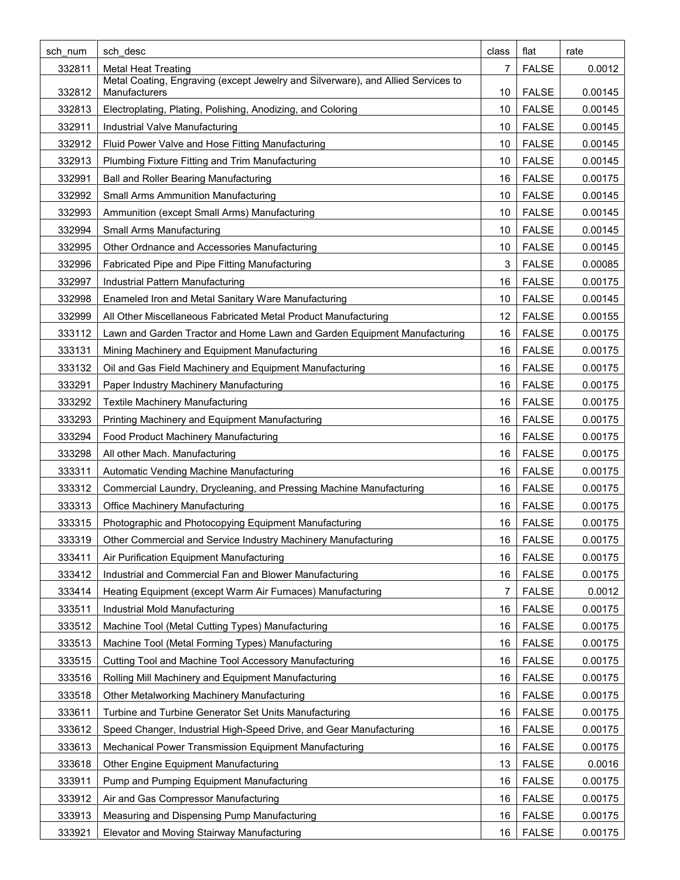| sch_num | sch_desc | class | flat | rate |
|---|---|---|---|---|
| 332811 | Metal Heat Treating | 7 | FALSE | 0.0012 |
| 332812 | Metal Coating, Engraving (except Jewelry and Silverware), and Allied Services to Manufacturers | 10 | FALSE | 0.00145 |
| 332813 | Electroplating, Plating, Polishing, Anodizing, and Coloring | 10 | FALSE | 0.00145 |
| 332911 | Industrial Valve Manufacturing | 10 | FALSE | 0.00145 |
| 332912 | Fluid Power Valve and Hose Fitting Manufacturing | 10 | FALSE | 0.00145 |
| 332913 | Plumbing Fixture Fitting and Trim Manufacturing | 10 | FALSE | 0.00145 |
| 332991 | Ball and Roller Bearing Manufacturing | 16 | FALSE | 0.00175 |
| 332992 | Small Arms Ammunition Manufacturing | 10 | FALSE | 0.00145 |
| 332993 | Ammunition (except Small Arms) Manufacturing | 10 | FALSE | 0.00145 |
| 332994 | Small Arms Manufacturing | 10 | FALSE | 0.00145 |
| 332995 | Other Ordnance and Accessories Manufacturing | 10 | FALSE | 0.00145 |
| 332996 | Fabricated Pipe and Pipe Fitting Manufacturing | 3 | FALSE | 0.00085 |
| 332997 | Industrial Pattern Manufacturing | 16 | FALSE | 0.00175 |
| 332998 | Enameled Iron and Metal Sanitary Ware Manufacturing | 10 | FALSE | 0.00145 |
| 332999 | All Other Miscellaneous Fabricated Metal Product Manufacturing | 12 | FALSE | 0.00155 |
| 333112 | Lawn and Garden Tractor and Home Lawn and Garden Equipment Manufacturing | 16 | FALSE | 0.00175 |
| 333131 | Mining Machinery and Equipment Manufacturing | 16 | FALSE | 0.00175 |
| 333132 | Oil and Gas Field Machinery and Equipment Manufacturing | 16 | FALSE | 0.00175 |
| 333291 | Paper Industry Machinery Manufacturing | 16 | FALSE | 0.00175 |
| 333292 | Textile Machinery Manufacturing | 16 | FALSE | 0.00175 |
| 333293 | Printing Machinery and Equipment Manufacturing | 16 | FALSE | 0.00175 |
| 333294 | Food Product Machinery Manufacturing | 16 | FALSE | 0.00175 |
| 333298 | All other Mach. Manufacturing | 16 | FALSE | 0.00175 |
| 333311 | Automatic Vending Machine Manufacturing | 16 | FALSE | 0.00175 |
| 333312 | Commercial Laundry, Drycleaning, and Pressing Machine Manufacturing | 16 | FALSE | 0.00175 |
| 333313 | Office Machinery Manufacturing | 16 | FALSE | 0.00175 |
| 333315 | Photographic and Photocopying Equipment Manufacturing | 16 | FALSE | 0.00175 |
| 333319 | Other Commercial and Service Industry Machinery Manufacturing | 16 | FALSE | 0.00175 |
| 333411 | Air Purification Equipment Manufacturing | 16 | FALSE | 0.00175 |
| 333412 | Industrial and Commercial Fan and Blower Manufacturing | 16 | FALSE | 0.00175 |
| 333414 | Heating Equipment (except Warm Air Furnaces) Manufacturing | 7 | FALSE | 0.0012 |
| 333511 | Industrial Mold Manufacturing | 16 | FALSE | 0.00175 |
| 333512 | Machine Tool (Metal Cutting Types) Manufacturing | 16 | FALSE | 0.00175 |
| 333513 | Machine Tool (Metal Forming Types) Manufacturing | 16 | FALSE | 0.00175 |
| 333515 | Cutting Tool and Machine Tool Accessory Manufacturing | 16 | FALSE | 0.00175 |
| 333516 | Rolling Mill Machinery and Equipment Manufacturing | 16 | FALSE | 0.00175 |
| 333518 | Other Metalworking Machinery Manufacturing | 16 | FALSE | 0.00175 |
| 333611 | Turbine and Turbine Generator Set Units Manufacturing | 16 | FALSE | 0.00175 |
| 333612 | Speed Changer, Industrial High-Speed Drive, and Gear Manufacturing | 16 | FALSE | 0.00175 |
| 333613 | Mechanical Power Transmission Equipment Manufacturing | 16 | FALSE | 0.00175 |
| 333618 | Other Engine Equipment Manufacturing | 13 | FALSE | 0.0016 |
| 333911 | Pump and Pumping Equipment Manufacturing | 16 | FALSE | 0.00175 |
| 333912 | Air and Gas Compressor Manufacturing | 16 | FALSE | 0.00175 |
| 333913 | Measuring and Dispensing Pump Manufacturing | 16 | FALSE | 0.00175 |
| 333921 | Elevator and Moving Stairway Manufacturing | 16 | FALSE | 0.00175 |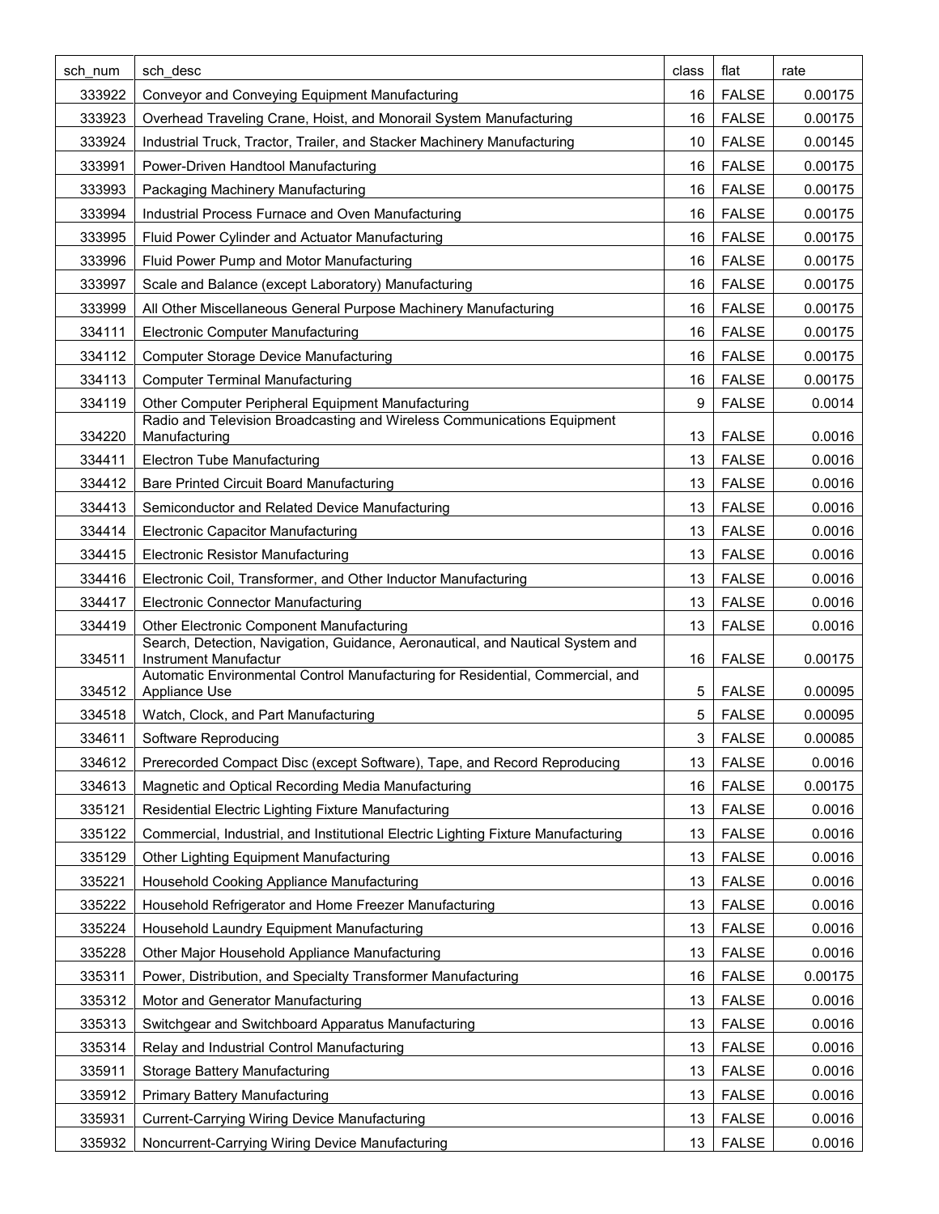| sch_num | sch_desc | class | flat | rate |
|---|---|---|---|---|
| 333922 | Conveyor and Conveying Equipment Manufacturing | 16 | FALSE | 0.00175 |
| 333923 | Overhead Traveling Crane, Hoist, and Monorail System Manufacturing | 16 | FALSE | 0.00175 |
| 333924 | Industrial Truck, Tractor, Trailer, and Stacker Machinery Manufacturing | 10 | FALSE | 0.00145 |
| 333991 | Power-Driven Handtool Manufacturing | 16 | FALSE | 0.00175 |
| 333993 | Packaging Machinery Manufacturing | 16 | FALSE | 0.00175 |
| 333994 | Industrial Process Furnace and Oven Manufacturing | 16 | FALSE | 0.00175 |
| 333995 | Fluid Power Cylinder and Actuator Manufacturing | 16 | FALSE | 0.00175 |
| 333996 | Fluid Power Pump and Motor Manufacturing | 16 | FALSE | 0.00175 |
| 333997 | Scale and Balance (except Laboratory) Manufacturing | 16 | FALSE | 0.00175 |
| 333999 | All Other Miscellaneous General Purpose Machinery Manufacturing | 16 | FALSE | 0.00175 |
| 334111 | Electronic Computer Manufacturing | 16 | FALSE | 0.00175 |
| 334112 | Computer Storage Device Manufacturing | 16 | FALSE | 0.00175 |
| 334113 | Computer Terminal Manufacturing | 16 | FALSE | 0.00175 |
| 334119 | Other Computer Peripheral Equipment Manufacturing | 9 | FALSE | 0.0014 |
| 334220 | Radio and Television Broadcasting and Wireless Communications Equipment Manufacturing | 13 | FALSE | 0.0016 |
| 334411 | Electron Tube Manufacturing | 13 | FALSE | 0.0016 |
| 334412 | Bare Printed Circuit Board Manufacturing | 13 | FALSE | 0.0016 |
| 334413 | Semiconductor and Related Device Manufacturing | 13 | FALSE | 0.0016 |
| 334414 | Electronic Capacitor Manufacturing | 13 | FALSE | 0.0016 |
| 334415 | Electronic Resistor Manufacturing | 13 | FALSE | 0.0016 |
| 334416 | Electronic Coil, Transformer, and Other Inductor Manufacturing | 13 | FALSE | 0.0016 |
| 334417 | Electronic Connector Manufacturing | 13 | FALSE | 0.0016 |
| 334419 | Other Electronic Component Manufacturing | 13 | FALSE | 0.0016 |
| 334511 | Search, Detection, Navigation, Guidance, Aeronautical, and Nautical System and Instrument Manufactur | 16 | FALSE | 0.00175 |
| 334512 | Automatic Environmental Control Manufacturing for Residential, Commercial, and Appliance Use | 5 | FALSE | 0.00095 |
| 334518 | Watch, Clock, and Part Manufacturing | 5 | FALSE | 0.00095 |
| 334611 | Software Reproducing | 3 | FALSE | 0.00085 |
| 334612 | Prerecorded Compact Disc (except Software), Tape, and Record Reproducing | 13 | FALSE | 0.0016 |
| 334613 | Magnetic and Optical Recording Media Manufacturing | 16 | FALSE | 0.00175 |
| 335121 | Residential Electric Lighting Fixture Manufacturing | 13 | FALSE | 0.0016 |
| 335122 | Commercial, Industrial, and Institutional Electric Lighting Fixture Manufacturing | 13 | FALSE | 0.0016 |
| 335129 | Other Lighting Equipment Manufacturing | 13 | FALSE | 0.0016 |
| 335221 | Household Cooking Appliance Manufacturing | 13 | FALSE | 0.0016 |
| 335222 | Household Refrigerator and Home Freezer Manufacturing | 13 | FALSE | 0.0016 |
| 335224 | Household Laundry Equipment Manufacturing | 13 | FALSE | 0.0016 |
| 335228 | Other Major Household Appliance Manufacturing | 13 | FALSE | 0.0016 |
| 335311 | Power, Distribution, and Specialty Transformer Manufacturing | 16 | FALSE | 0.00175 |
| 335312 | Motor and Generator Manufacturing | 13 | FALSE | 0.0016 |
| 335313 | Switchgear and Switchboard Apparatus Manufacturing | 13 | FALSE | 0.0016 |
| 335314 | Relay and Industrial Control Manufacturing | 13 | FALSE | 0.0016 |
| 335911 | Storage Battery Manufacturing | 13 | FALSE | 0.0016 |
| 335912 | Primary Battery Manufacturing | 13 | FALSE | 0.0016 |
| 335931 | Current-Carrying Wiring Device Manufacturing | 13 | FALSE | 0.0016 |
| 335932 | Noncurrent-Carrying Wiring Device Manufacturing | 13 | FALSE | 0.0016 |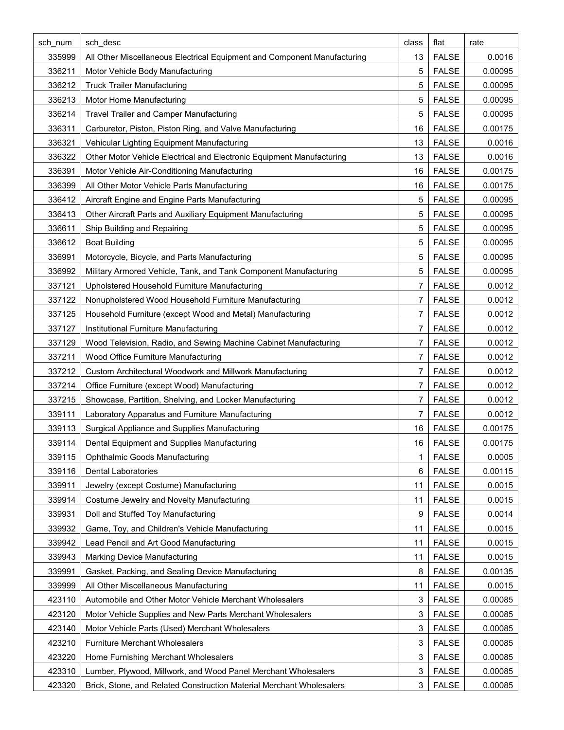| sch_num | sch_desc | class | flat | rate |
|---|---|---|---|---|
| 335999 | All Other Miscellaneous Electrical Equipment and Component Manufacturing | 13 | FALSE | 0.0016 |
| 336211 | Motor Vehicle Body Manufacturing | 5 | FALSE | 0.00095 |
| 336212 | Truck Trailer Manufacturing | 5 | FALSE | 0.00095 |
| 336213 | Motor Home Manufacturing | 5 | FALSE | 0.00095 |
| 336214 | Travel Trailer and Camper Manufacturing | 5 | FALSE | 0.00095 |
| 336311 | Carburetor, Piston, Piston Ring, and Valve Manufacturing | 16 | FALSE | 0.00175 |
| 336321 | Vehicular Lighting Equipment Manufacturing | 13 | FALSE | 0.0016 |
| 336322 | Other Motor Vehicle Electrical and Electronic Equipment Manufacturing | 13 | FALSE | 0.0016 |
| 336391 | Motor Vehicle Air-Conditioning Manufacturing | 16 | FALSE | 0.00175 |
| 336399 | All Other Motor Vehicle Parts Manufacturing | 16 | FALSE | 0.00175 |
| 336412 | Aircraft Engine and Engine Parts Manufacturing | 5 | FALSE | 0.00095 |
| 336413 | Other Aircraft Parts and Auxiliary Equipment Manufacturing | 5 | FALSE | 0.00095 |
| 336611 | Ship Building and Repairing | 5 | FALSE | 0.00095 |
| 336612 | Boat Building | 5 | FALSE | 0.00095 |
| 336991 | Motorcycle, Bicycle, and Parts Manufacturing | 5 | FALSE | 0.00095 |
| 336992 | Military Armored Vehicle, Tank, and Tank Component Manufacturing | 5 | FALSE | 0.00095 |
| 337121 | Upholstered Household Furniture Manufacturing | 7 | FALSE | 0.0012 |
| 337122 | Nonupholstered Wood Household Furniture Manufacturing | 7 | FALSE | 0.0012 |
| 337125 | Household Furniture (except Wood and Metal) Manufacturing | 7 | FALSE | 0.0012 |
| 337127 | Institutional Furniture Manufacturing | 7 | FALSE | 0.0012 |
| 337129 | Wood Television, Radio, and Sewing Machine Cabinet Manufacturing | 7 | FALSE | 0.0012 |
| 337211 | Wood Office Furniture Manufacturing | 7 | FALSE | 0.0012 |
| 337212 | Custom Architectural Woodwork and Millwork Manufacturing | 7 | FALSE | 0.0012 |
| 337214 | Office Furniture (except Wood) Manufacturing | 7 | FALSE | 0.0012 |
| 337215 | Showcase, Partition, Shelving, and Locker Manufacturing | 7 | FALSE | 0.0012 |
| 339111 | Laboratory Apparatus and Furniture Manufacturing | 7 | FALSE | 0.0012 |
| 339113 | Surgical Appliance and Supplies Manufacturing | 16 | FALSE | 0.00175 |
| 339114 | Dental Equipment and Supplies Manufacturing | 16 | FALSE | 0.00175 |
| 339115 | Ophthalmic Goods Manufacturing | 1 | FALSE | 0.0005 |
| 339116 | Dental Laboratories | 6 | FALSE | 0.00115 |
| 339911 | Jewelry (except Costume) Manufacturing | 11 | FALSE | 0.0015 |
| 339914 | Costume Jewelry and Novelty Manufacturing | 11 | FALSE | 0.0015 |
| 339931 | Doll and Stuffed Toy Manufacturing | 9 | FALSE | 0.0014 |
| 339932 | Game, Toy, and Children's Vehicle Manufacturing | 11 | FALSE | 0.0015 |
| 339942 | Lead Pencil and Art Good Manufacturing | 11 | FALSE | 0.0015 |
| 339943 | Marking Device Manufacturing | 11 | FALSE | 0.0015 |
| 339991 | Gasket, Packing, and Sealing Device Manufacturing | 8 | FALSE | 0.00135 |
| 339999 | All Other Miscellaneous Manufacturing | 11 | FALSE | 0.0015 |
| 423110 | Automobile and Other Motor Vehicle Merchant Wholesalers | 3 | FALSE | 0.00085 |
| 423120 | Motor Vehicle Supplies and New Parts Merchant Wholesalers | 3 | FALSE | 0.00085 |
| 423140 | Motor Vehicle Parts (Used) Merchant Wholesalers | 3 | FALSE | 0.00085 |
| 423210 | Furniture Merchant Wholesalers | 3 | FALSE | 0.00085 |
| 423220 | Home Furnishing Merchant Wholesalers | 3 | FALSE | 0.00085 |
| 423310 | Lumber, Plywood, Millwork, and Wood Panel Merchant Wholesalers | 3 | FALSE | 0.00085 |
| 423320 | Brick, Stone, and Related Construction Material Merchant Wholesalers | 3 | FALSE | 0.00085 |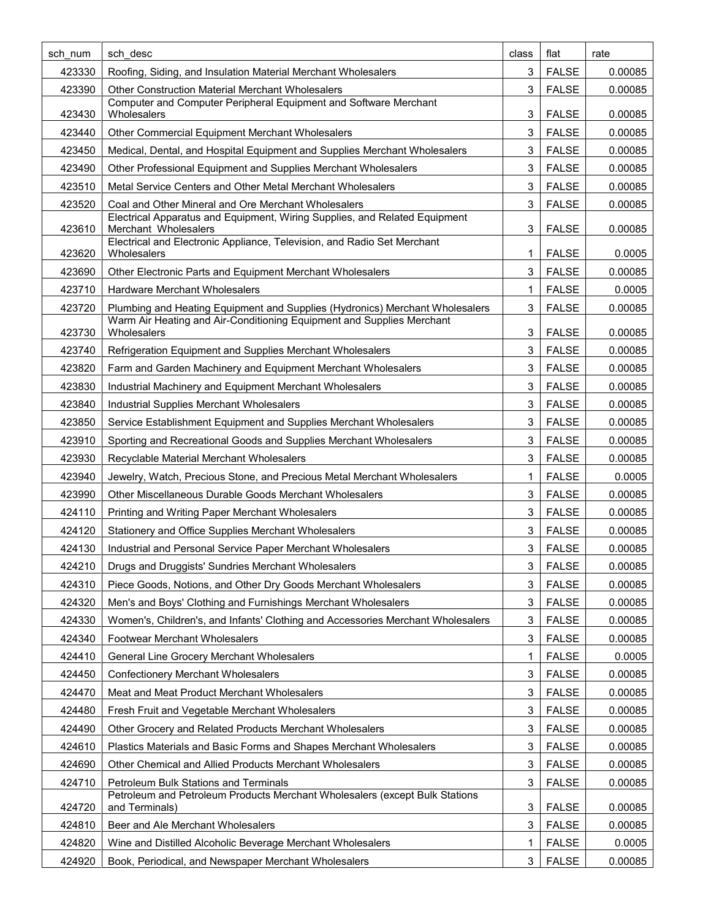| sch_num | sch_desc | class | flat | rate |
|---|---|---|---|---|
| 423330 | Roofing, Siding, and Insulation Material Merchant Wholesalers | 3 | FALSE | 0.00085 |
| 423390 | Other Construction Material Merchant Wholesalers | 3 | FALSE | 0.00085 |
| 423430 | Computer and Computer Peripheral Equipment and Software Merchant Wholesalers | 3 | FALSE | 0.00085 |
| 423440 | Other Commercial Equipment Merchant Wholesalers | 3 | FALSE | 0.00085 |
| 423450 | Medical, Dental, and Hospital Equipment and Supplies Merchant Wholesalers | 3 | FALSE | 0.00085 |
| 423490 | Other Professional Equipment and Supplies Merchant Wholesalers | 3 | FALSE | 0.00085 |
| 423510 | Metal Service Centers and Other Metal Merchant Wholesalers | 3 | FALSE | 0.00085 |
| 423520 | Coal and Other Mineral and Ore Merchant Wholesalers | 3 | FALSE | 0.00085 |
| 423610 | Electrical Apparatus and Equipment, Wiring Supplies, and Related Equipment Merchant Wholesalers | 3 | FALSE | 0.00085 |
| 423620 | Electrical and Electronic Appliance, Television, and Radio Set Merchant Wholesalers | 1 | FALSE | 0.0005 |
| 423690 | Other Electronic Parts and Equipment Merchant Wholesalers | 3 | FALSE | 0.00085 |
| 423710 | Hardware Merchant Wholesalers | 1 | FALSE | 0.0005 |
| 423720 | Plumbing and Heating Equipment and Supplies (Hydronics) Merchant Wholesalers | 3 | FALSE | 0.00085 |
| 423730 | Warm Air Heating and Air-Conditioning Equipment and Supplies Merchant Wholesalers | 3 | FALSE | 0.00085 |
| 423740 | Refrigeration Equipment and Supplies Merchant Wholesalers | 3 | FALSE | 0.00085 |
| 423820 | Farm and Garden Machinery and Equipment Merchant Wholesalers | 3 | FALSE | 0.00085 |
| 423830 | Industrial Machinery and Equipment Merchant Wholesalers | 3 | FALSE | 0.00085 |
| 423840 | Industrial Supplies Merchant Wholesalers | 3 | FALSE | 0.00085 |
| 423850 | Service Establishment Equipment and Supplies Merchant Wholesalers | 3 | FALSE | 0.00085 |
| 423910 | Sporting and Recreational Goods and Supplies Merchant Wholesalers | 3 | FALSE | 0.00085 |
| 423930 | Recyclable Material Merchant Wholesalers | 3 | FALSE | 0.00085 |
| 423940 | Jewelry, Watch, Precious Stone, and Precious Metal Merchant Wholesalers | 1 | FALSE | 0.0005 |
| 423990 | Other Miscellaneous Durable Goods Merchant Wholesalers | 3 | FALSE | 0.00085 |
| 424110 | Printing and Writing Paper Merchant Wholesalers | 3 | FALSE | 0.00085 |
| 424120 | Stationery and Office Supplies Merchant Wholesalers | 3 | FALSE | 0.00085 |
| 424130 | Industrial and Personal Service Paper Merchant Wholesalers | 3 | FALSE | 0.00085 |
| 424210 | Drugs and Druggists' Sundries Merchant Wholesalers | 3 | FALSE | 0.00085 |
| 424310 | Piece Goods, Notions, and Other Dry Goods Merchant Wholesalers | 3 | FALSE | 0.00085 |
| 424320 | Men's and Boys' Clothing and Furnishings Merchant Wholesalers | 3 | FALSE | 0.00085 |
| 424330 | Women's, Children's, and Infants' Clothing and Accessories Merchant Wholesalers | 3 | FALSE | 0.00085 |
| 424340 | Footwear Merchant Wholesalers | 3 | FALSE | 0.00085 |
| 424410 | General Line Grocery Merchant Wholesalers | 1 | FALSE | 0.0005 |
| 424450 | Confectionery Merchant Wholesalers | 3 | FALSE | 0.00085 |
| 424470 | Meat and Meat Product Merchant Wholesalers | 3 | FALSE | 0.00085 |
| 424480 | Fresh Fruit and Vegetable Merchant Wholesalers | 3 | FALSE | 0.00085 |
| 424490 | Other Grocery and Related Products Merchant Wholesalers | 3 | FALSE | 0.00085 |
| 424610 | Plastics Materials and Basic Forms and Shapes Merchant Wholesalers | 3 | FALSE | 0.00085 |
| 424690 | Other Chemical and Allied Products Merchant Wholesalers | 3 | FALSE | 0.00085 |
| 424710 | Petroleum Bulk Stations and Terminals | 3 | FALSE | 0.00085 |
| 424720 | Petroleum and Petroleum Products Merchant Wholesalers (except Bulk Stations and Terminals) | 3 | FALSE | 0.00085 |
| 424810 | Beer and Ale Merchant Wholesalers | 3 | FALSE | 0.00085 |
| 424820 | Wine and Distilled Alcoholic Beverage Merchant Wholesalers | 1 | FALSE | 0.0005 |
| 424920 | Book, Periodical, and Newspaper Merchant Wholesalers | 3 | FALSE | 0.00085 |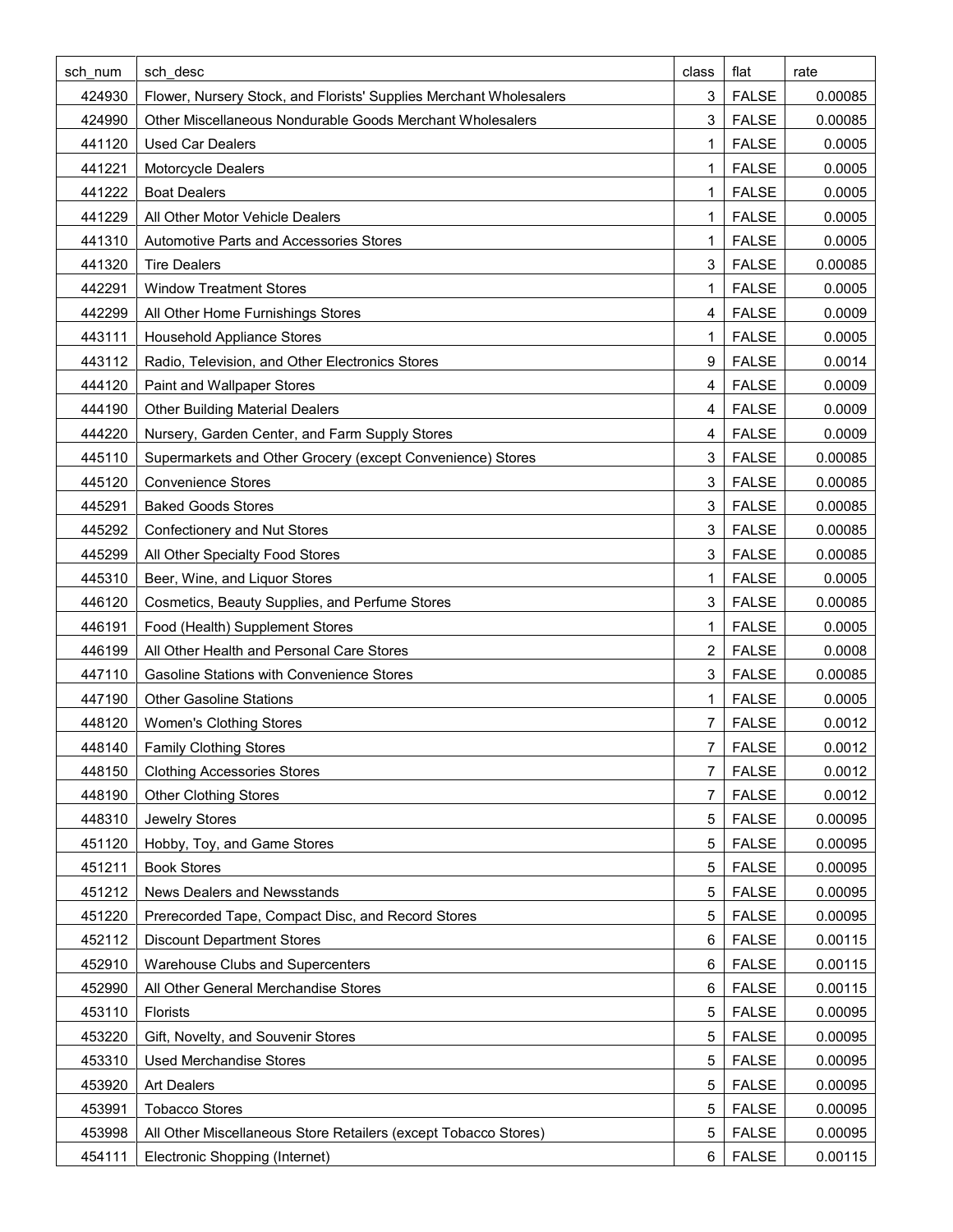| sch_num | sch_desc | class | flat | rate |
| --- | --- | --- | --- | --- |
| 424930 | Flower, Nursery Stock, and Florists' Supplies Merchant Wholesalers | 3 | FALSE | 0.00085 |
| 424990 | Other Miscellaneous Nondurable Goods Merchant Wholesalers | 3 | FALSE | 0.00085 |
| 441120 | Used Car Dealers | 1 | FALSE | 0.0005 |
| 441221 | Motorcycle Dealers | 1 | FALSE | 0.0005 |
| 441222 | Boat Dealers | 1 | FALSE | 0.0005 |
| 441229 | All Other Motor Vehicle Dealers | 1 | FALSE | 0.0005 |
| 441310 | Automotive Parts and Accessories Stores | 1 | FALSE | 0.0005 |
| 441320 | Tire Dealers | 3 | FALSE | 0.00085 |
| 442291 | Window Treatment Stores | 1 | FALSE | 0.0005 |
| 442299 | All Other Home Furnishings Stores | 4 | FALSE | 0.0009 |
| 443111 | Household Appliance Stores | 1 | FALSE | 0.0005 |
| 443112 | Radio, Television, and Other Electronics Stores | 9 | FALSE | 0.0014 |
| 444120 | Paint and Wallpaper Stores | 4 | FALSE | 0.0009 |
| 444190 | Other Building Material Dealers | 4 | FALSE | 0.0009 |
| 444220 | Nursery, Garden Center, and Farm Supply Stores | 4 | FALSE | 0.0009 |
| 445110 | Supermarkets and Other Grocery (except Convenience) Stores | 3 | FALSE | 0.00085 |
| 445120 | Convenience Stores | 3 | FALSE | 0.00085 |
| 445291 | Baked Goods Stores | 3 | FALSE | 0.00085 |
| 445292 | Confectionery and Nut Stores | 3 | FALSE | 0.00085 |
| 445299 | All Other Specialty Food Stores | 3 | FALSE | 0.00085 |
| 445310 | Beer, Wine, and Liquor Stores | 1 | FALSE | 0.0005 |
| 446120 | Cosmetics, Beauty Supplies, and Perfume Stores | 3 | FALSE | 0.00085 |
| 446191 | Food (Health) Supplement Stores | 1 | FALSE | 0.0005 |
| 446199 | All Other Health and Personal Care Stores | 2 | FALSE | 0.0008 |
| 447110 | Gasoline Stations with Convenience Stores | 3 | FALSE | 0.00085 |
| 447190 | Other Gasoline Stations | 1 | FALSE | 0.0005 |
| 448120 | Women's Clothing Stores | 7 | FALSE | 0.0012 |
| 448140 | Family Clothing Stores | 7 | FALSE | 0.0012 |
| 448150 | Clothing Accessories Stores | 7 | FALSE | 0.0012 |
| 448190 | Other Clothing Stores | 7 | FALSE | 0.0012 |
| 448310 | Jewelry Stores | 5 | FALSE | 0.00095 |
| 451120 | Hobby, Toy, and Game Stores | 5 | FALSE | 0.00095 |
| 451211 | Book Stores | 5 | FALSE | 0.00095 |
| 451212 | News Dealers and Newsstands | 5 | FALSE | 0.00095 |
| 451220 | Prerecorded Tape, Compact Disc, and Record Stores | 5 | FALSE | 0.00095 |
| 452112 | Discount Department Stores | 6 | FALSE | 0.00115 |
| 452910 | Warehouse Clubs and Supercenters | 6 | FALSE | 0.00115 |
| 452990 | All Other General Merchandise Stores | 6 | FALSE | 0.00115 |
| 453110 | Florists | 5 | FALSE | 0.00095 |
| 453220 | Gift, Novelty, and Souvenir Stores | 5 | FALSE | 0.00095 |
| 453310 | Used Merchandise Stores | 5 | FALSE | 0.00095 |
| 453920 | Art Dealers | 5 | FALSE | 0.00095 |
| 453991 | Tobacco Stores | 5 | FALSE | 0.00095 |
| 453998 | All Other Miscellaneous Store Retailers (except Tobacco Stores) | 5 | FALSE | 0.00095 |
| 454111 | Electronic Shopping (Internet) | 6 | FALSE | 0.00115 |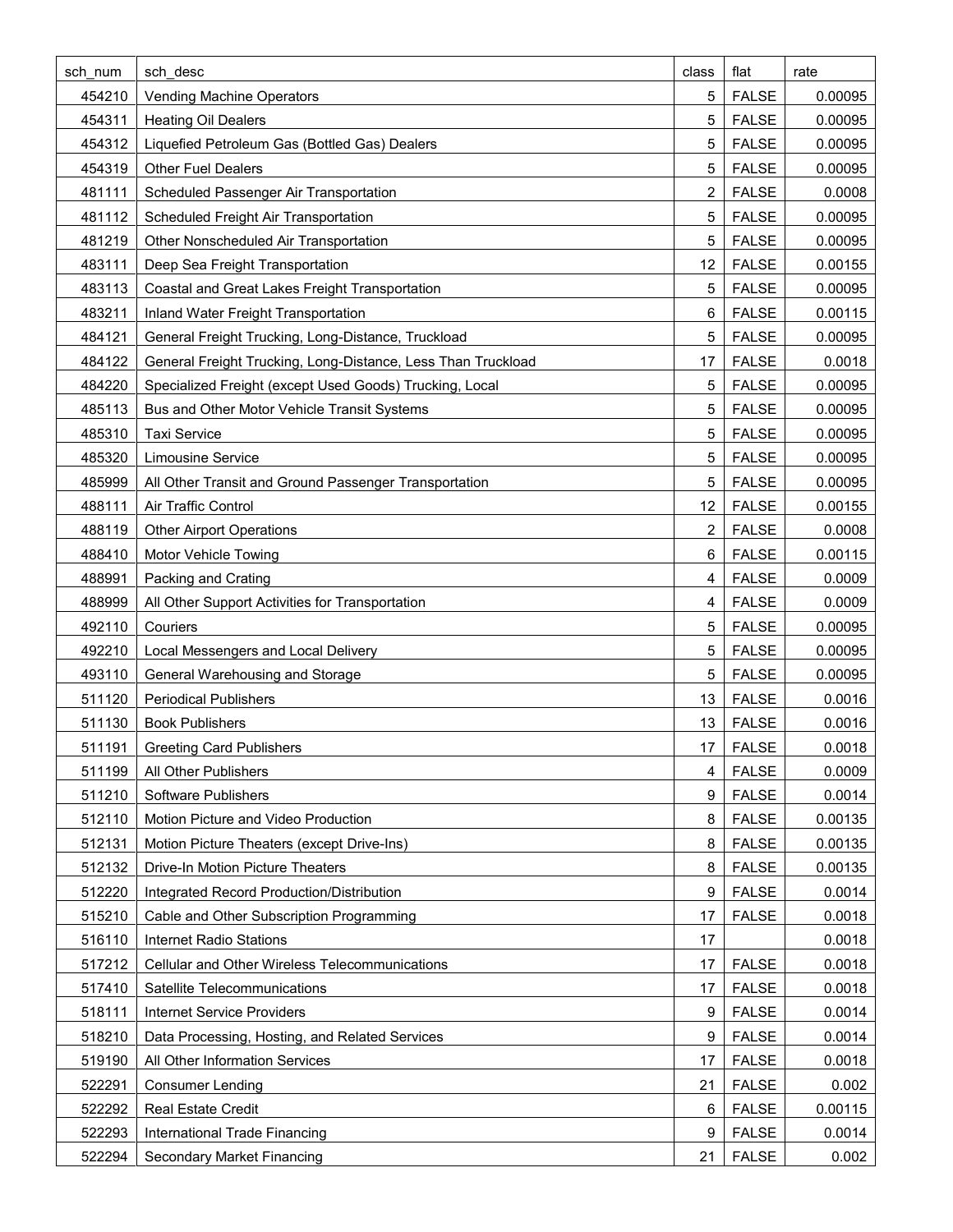| sch_num | sch_desc | class | flat | rate |
|---|---|---|---|---|
| 454210 | Vending Machine Operators | 5 | FALSE | 0.00095 |
| 454311 | Heating Oil Dealers | 5 | FALSE | 0.00095 |
| 454312 | Liquefied Petroleum Gas (Bottled Gas) Dealers | 5 | FALSE | 0.00095 |
| 454319 | Other Fuel Dealers | 5 | FALSE | 0.00095 |
| 481111 | Scheduled Passenger Air Transportation | 2 | FALSE | 0.0008 |
| 481112 | Scheduled Freight Air Transportation | 5 | FALSE | 0.00095 |
| 481219 | Other Nonscheduled Air Transportation | 5 | FALSE | 0.00095 |
| 483111 | Deep Sea Freight Transportation | 12 | FALSE | 0.00155 |
| 483113 | Coastal and Great Lakes Freight Transportation | 5 | FALSE | 0.00095 |
| 483211 | Inland Water Freight Transportation | 6 | FALSE | 0.00115 |
| 484121 | General Freight Trucking, Long-Distance, Truckload | 5 | FALSE | 0.00095 |
| 484122 | General Freight Trucking, Long-Distance, Less Than Truckload | 17 | FALSE | 0.0018 |
| 484220 | Specialized Freight (except Used Goods) Trucking, Local | 5 | FALSE | 0.00095 |
| 485113 | Bus and Other Motor Vehicle Transit Systems | 5 | FALSE | 0.00095 |
| 485310 | Taxi Service | 5 | FALSE | 0.00095 |
| 485320 | Limousine Service | 5 | FALSE | 0.00095 |
| 485999 | All Other Transit and Ground Passenger Transportation | 5 | FALSE | 0.00095 |
| 488111 | Air Traffic Control | 12 | FALSE | 0.00155 |
| 488119 | Other Airport Operations | 2 | FALSE | 0.0008 |
| 488410 | Motor Vehicle Towing | 6 | FALSE | 0.00115 |
| 488991 | Packing and Crating | 4 | FALSE | 0.0009 |
| 488999 | All Other Support Activities for Transportation | 4 | FALSE | 0.0009 |
| 492110 | Couriers | 5 | FALSE | 0.00095 |
| 492210 | Local Messengers and Local Delivery | 5 | FALSE | 0.00095 |
| 493110 | General Warehousing and Storage | 5 | FALSE | 0.00095 |
| 511120 | Periodical Publishers | 13 | FALSE | 0.0016 |
| 511130 | Book Publishers | 13 | FALSE | 0.0016 |
| 511191 | Greeting Card Publishers | 17 | FALSE | 0.0018 |
| 511199 | All Other Publishers | 4 | FALSE | 0.0009 |
| 511210 | Software Publishers | 9 | FALSE | 0.0014 |
| 512110 | Motion Picture and Video Production | 8 | FALSE | 0.00135 |
| 512131 | Motion Picture Theaters (except Drive-Ins) | 8 | FALSE | 0.00135 |
| 512132 | Drive-In Motion Picture Theaters | 8 | FALSE | 0.00135 |
| 512220 | Integrated Record Production/Distribution | 9 | FALSE | 0.0014 |
| 515210 | Cable and Other Subscription Programming | 17 | FALSE | 0.0018 |
| 516110 | Internet Radio Stations | 17 | | 0.0018 |
| 517212 | Cellular and Other Wireless Telecommunications | 17 | FALSE | 0.0018 |
| 517410 | Satellite Telecommunications | 17 | FALSE | 0.0018 |
| 518111 | Internet Service Providers | 9 | FALSE | 0.0014 |
| 518210 | Data Processing, Hosting, and Related Services | 9 | FALSE | 0.0014 |
| 519190 | All Other Information Services | 17 | FALSE | 0.0018 |
| 522291 | Consumer Lending | 21 | FALSE | 0.002 |
| 522292 | Real Estate Credit | 6 | FALSE | 0.00115 |
| 522293 | International Trade Financing | 9 | FALSE | 0.0014 |
| 522294 | Secondary Market Financing | 21 | FALSE | 0.002 |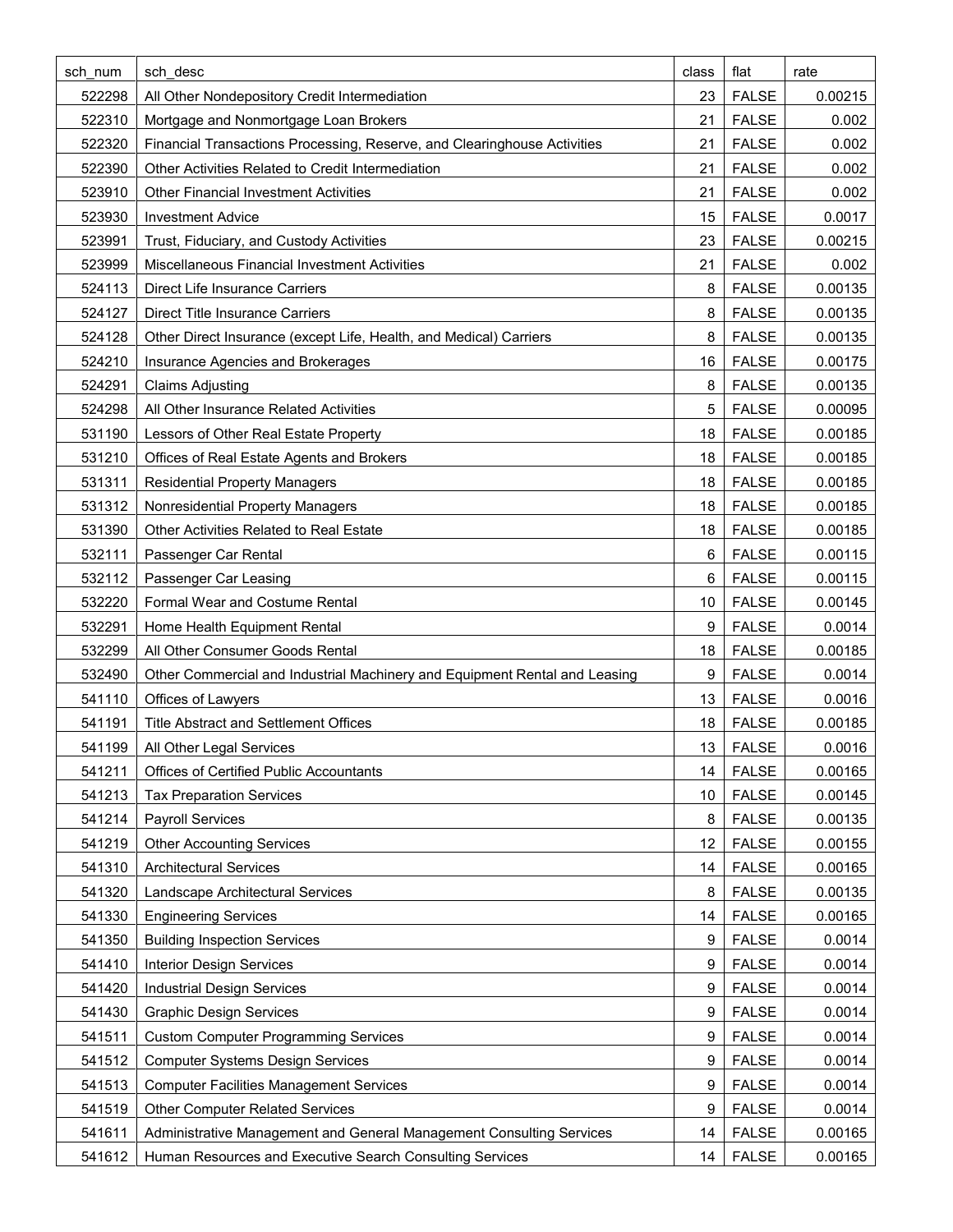| sch_num | sch_desc | class | flat | rate |
|---|---|---|---|---|
| 522298 | All Other Nondepository Credit Intermediation | 23 | FALSE | 0.00215 |
| 522310 | Mortgage and Nonmortgage Loan Brokers | 21 | FALSE | 0.002 |
| 522320 | Financial Transactions Processing, Reserve, and Clearinghouse Activities | 21 | FALSE | 0.002 |
| 522390 | Other Activities Related to Credit Intermediation | 21 | FALSE | 0.002 |
| 523910 | Other Financial Investment Activities | 21 | FALSE | 0.002 |
| 523930 | Investment Advice | 15 | FALSE | 0.0017 |
| 523991 | Trust, Fiduciary, and Custody Activities | 23 | FALSE | 0.00215 |
| 523999 | Miscellaneous Financial Investment Activities | 21 | FALSE | 0.002 |
| 524113 | Direct Life Insurance Carriers | 8 | FALSE | 0.00135 |
| 524127 | Direct Title Insurance Carriers | 8 | FALSE | 0.00135 |
| 524128 | Other Direct Insurance (except Life, Health, and Medical) Carriers | 8 | FALSE | 0.00135 |
| 524210 | Insurance Agencies and Brokerages | 16 | FALSE | 0.00175 |
| 524291 | Claims Adjusting | 8 | FALSE | 0.00135 |
| 524298 | All Other Insurance Related Activities | 5 | FALSE | 0.00095 |
| 531190 | Lessors of Other Real Estate Property | 18 | FALSE | 0.00185 |
| 531210 | Offices of Real Estate Agents and Brokers | 18 | FALSE | 0.00185 |
| 531311 | Residential Property Managers | 18 | FALSE | 0.00185 |
| 531312 | Nonresidential Property Managers | 18 | FALSE | 0.00185 |
| 531390 | Other Activities Related to Real Estate | 18 | FALSE | 0.00185 |
| 532111 | Passenger Car Rental | 6 | FALSE | 0.00115 |
| 532112 | Passenger Car Leasing | 6 | FALSE | 0.00115 |
| 532220 | Formal Wear and Costume Rental | 10 | FALSE | 0.00145 |
| 532291 | Home Health Equipment Rental | 9 | FALSE | 0.0014 |
| 532299 | All Other Consumer Goods Rental | 18 | FALSE | 0.00185 |
| 532490 | Other Commercial and Industrial Machinery and Equipment Rental and Leasing | 9 | FALSE | 0.0014 |
| 541110 | Offices of Lawyers | 13 | FALSE | 0.0016 |
| 541191 | Title Abstract and Settlement Offices | 18 | FALSE | 0.00185 |
| 541199 | All Other Legal Services | 13 | FALSE | 0.0016 |
| 541211 | Offices of Certified Public Accountants | 14 | FALSE | 0.00165 |
| 541213 | Tax Preparation Services | 10 | FALSE | 0.00145 |
| 541214 | Payroll Services | 8 | FALSE | 0.00135 |
| 541219 | Other Accounting Services | 12 | FALSE | 0.00155 |
| 541310 | Architectural Services | 14 | FALSE | 0.00165 |
| 541320 | Landscape Architectural Services | 8 | FALSE | 0.00135 |
| 541330 | Engineering Services | 14 | FALSE | 0.00165 |
| 541350 | Building Inspection Services | 9 | FALSE | 0.0014 |
| 541410 | Interior Design Services | 9 | FALSE | 0.0014 |
| 541420 | Industrial Design Services | 9 | FALSE | 0.0014 |
| 541430 | Graphic Design Services | 9 | FALSE | 0.0014 |
| 541511 | Custom Computer Programming Services | 9 | FALSE | 0.0014 |
| 541512 | Computer Systems Design Services | 9 | FALSE | 0.0014 |
| 541513 | Computer Facilities Management Services | 9 | FALSE | 0.0014 |
| 541519 | Other Computer Related Services | 9 | FALSE | 0.0014 |
| 541611 | Administrative Management and General Management Consulting Services | 14 | FALSE | 0.00165 |
| 541612 | Human Resources and Executive Search Consulting Services | 14 | FALSE | 0.00165 |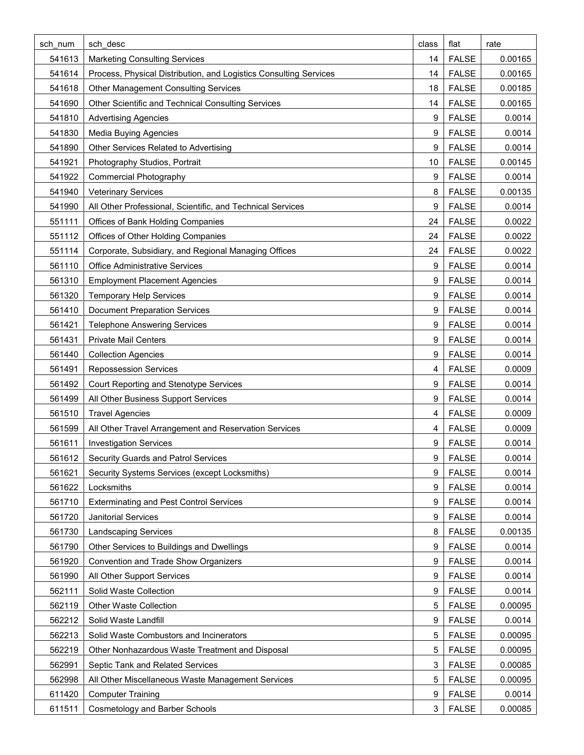| sch_num | sch_desc | class | flat | rate |
|---|---|---|---|---|
| 541613 | Marketing Consulting Services | 14 | FALSE | 0.00165 |
| 541614 | Process, Physical Distribution, and Logistics Consulting Services | 14 | FALSE | 0.00165 |
| 541618 | Other Management Consulting Services | 18 | FALSE | 0.00185 |
| 541690 | Other Scientific and Technical Consulting Services | 14 | FALSE | 0.00165 |
| 541810 | Advertising Agencies | 9 | FALSE | 0.0014 |
| 541830 | Media Buying Agencies | 9 | FALSE | 0.0014 |
| 541890 | Other Services Related to Advertising | 9 | FALSE | 0.0014 |
| 541921 | Photography Studios, Portrait | 10 | FALSE | 0.00145 |
| 541922 | Commercial Photography | 9 | FALSE | 0.0014 |
| 541940 | Veterinary Services | 8 | FALSE | 0.00135 |
| 541990 | All Other Professional, Scientific, and Technical Services | 9 | FALSE | 0.0014 |
| 551111 | Offices of Bank Holding Companies | 24 | FALSE | 0.0022 |
| 551112 | Offices of Other Holding Companies | 24 | FALSE | 0.0022 |
| 551114 | Corporate, Subsidiary, and Regional Managing Offices | 24 | FALSE | 0.0022 |
| 561110 | Office Administrative Services | 9 | FALSE | 0.0014 |
| 561310 | Employment Placement Agencies | 9 | FALSE | 0.0014 |
| 561320 | Temporary Help Services | 9 | FALSE | 0.0014 |
| 561410 | Document Preparation Services | 9 | FALSE | 0.0014 |
| 561421 | Telephone Answering Services | 9 | FALSE | 0.0014 |
| 561431 | Private Mail Centers | 9 | FALSE | 0.0014 |
| 561440 | Collection Agencies | 9 | FALSE | 0.0014 |
| 561491 | Repossession Services | 4 | FALSE | 0.0009 |
| 561492 | Court Reporting and Stenotype Services | 9 | FALSE | 0.0014 |
| 561499 | All Other Business Support Services | 9 | FALSE | 0.0014 |
| 561510 | Travel Agencies | 4 | FALSE | 0.0009 |
| 561599 | All Other Travel Arrangement and Reservation Services | 4 | FALSE | 0.0009 |
| 561611 | Investigation Services | 9 | FALSE | 0.0014 |
| 561612 | Security Guards and Patrol Services | 9 | FALSE | 0.0014 |
| 561621 | Security Systems Services (except Locksmiths) | 9 | FALSE | 0.0014 |
| 561622 | Locksmiths | 9 | FALSE | 0.0014 |
| 561710 | Exterminating and Pest Control Services | 9 | FALSE | 0.0014 |
| 561720 | Janitorial Services | 9 | FALSE | 0.0014 |
| 561730 | Landscaping Services | 8 | FALSE | 0.00135 |
| 561790 | Other Services to Buildings and Dwellings | 9 | FALSE | 0.0014 |
| 561920 | Convention and Trade Show Organizers | 9 | FALSE | 0.0014 |
| 561990 | All Other Support Services | 9 | FALSE | 0.0014 |
| 562111 | Solid Waste Collection | 9 | FALSE | 0.0014 |
| 562119 | Other Waste Collection | 5 | FALSE | 0.00095 |
| 562212 | Solid Waste Landfill | 9 | FALSE | 0.0014 |
| 562213 | Solid Waste Combustors and Incinerators | 5 | FALSE | 0.00095 |
| 562219 | Other Nonhazardous Waste Treatment and Disposal | 5 | FALSE | 0.00095 |
| 562991 | Septic Tank and Related Services | 3 | FALSE | 0.00085 |
| 562998 | All Other Miscellaneous Waste Management Services | 5 | FALSE | 0.00095 |
| 611420 | Computer Training | 9 | FALSE | 0.0014 |
| 611511 | Cosmetology and Barber Schools | 3 | FALSE | 0.00085 |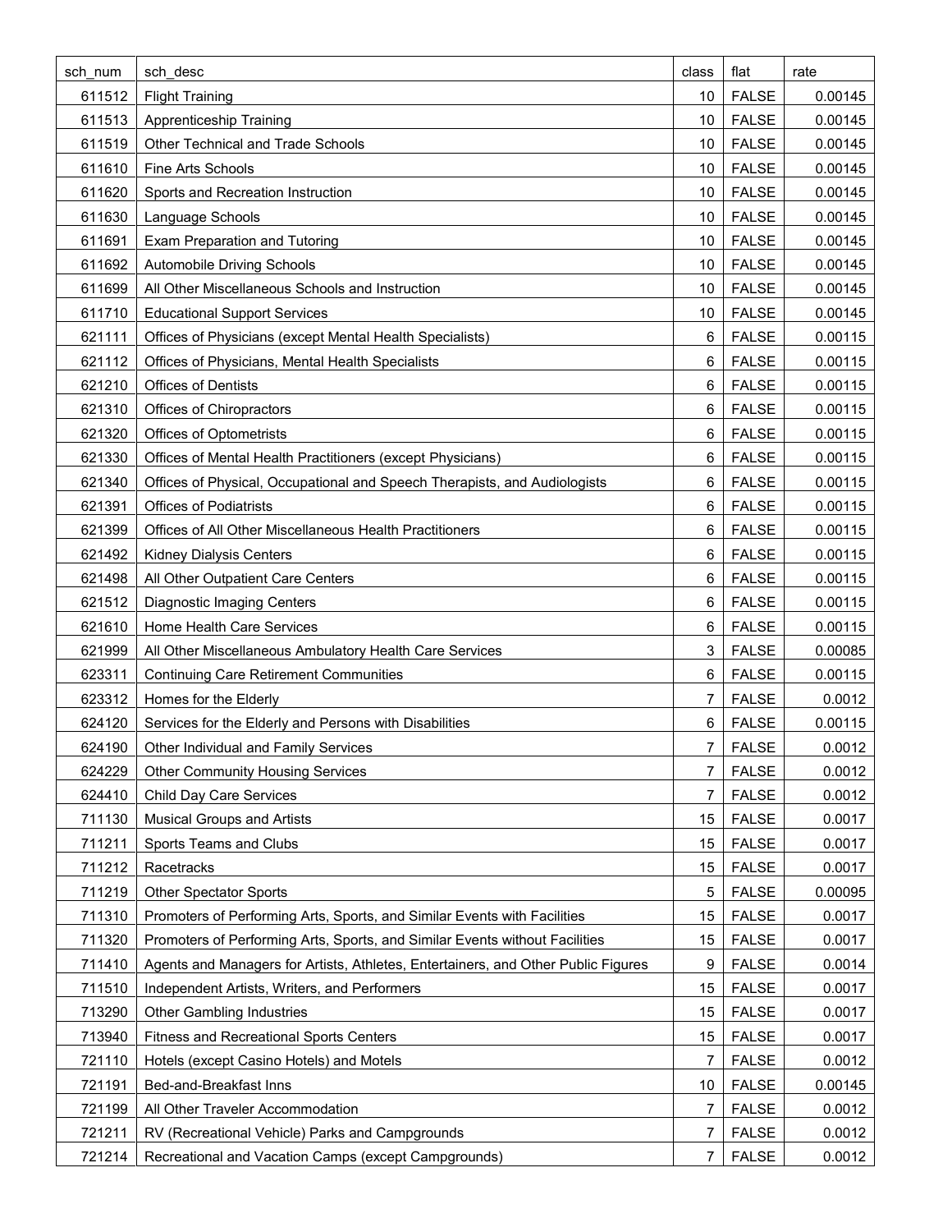| sch_num | sch_desc | class | flat | rate |
|---|---|---|---|---|
| 611512 | Flight Training | 10 | FALSE | 0.00145 |
| 611513 | Apprenticeship Training | 10 | FALSE | 0.00145 |
| 611519 | Other Technical and Trade Schools | 10 | FALSE | 0.00145 |
| 611610 | Fine Arts Schools | 10 | FALSE | 0.00145 |
| 611620 | Sports and Recreation Instruction | 10 | FALSE | 0.00145 |
| 611630 | Language Schools | 10 | FALSE | 0.00145 |
| 611691 | Exam Preparation and Tutoring | 10 | FALSE | 0.00145 |
| 611692 | Automobile Driving Schools | 10 | FALSE | 0.00145 |
| 611699 | All Other Miscellaneous Schools and Instruction | 10 | FALSE | 0.00145 |
| 611710 | Educational Support Services | 10 | FALSE | 0.00145 |
| 621111 | Offices of Physicians (except Mental Health Specialists) | 6 | FALSE | 0.00115 |
| 621112 | Offices of Physicians, Mental Health Specialists | 6 | FALSE | 0.00115 |
| 621210 | Offices of Dentists | 6 | FALSE | 0.00115 |
| 621310 | Offices of Chiropractors | 6 | FALSE | 0.00115 |
| 621320 | Offices of Optometrists | 6 | FALSE | 0.00115 |
| 621330 | Offices of Mental Health Practitioners (except Physicians) | 6 | FALSE | 0.00115 |
| 621340 | Offices of Physical, Occupational and Speech Therapists, and Audiologists | 6 | FALSE | 0.00115 |
| 621391 | Offices of Podiatrists | 6 | FALSE | 0.00115 |
| 621399 | Offices of All Other Miscellaneous Health Practitioners | 6 | FALSE | 0.00115 |
| 621492 | Kidney Dialysis Centers | 6 | FALSE | 0.00115 |
| 621498 | All Other Outpatient Care Centers | 6 | FALSE | 0.00115 |
| 621512 | Diagnostic Imaging Centers | 6 | FALSE | 0.00115 |
| 621610 | Home Health Care Services | 6 | FALSE | 0.00115 |
| 621999 | All Other Miscellaneous Ambulatory Health Care Services | 3 | FALSE | 0.00085 |
| 623311 | Continuing Care Retirement Communities | 6 | FALSE | 0.00115 |
| 623312 | Homes for the Elderly | 7 | FALSE | 0.0012 |
| 624120 | Services for the Elderly and Persons with Disabilities | 6 | FALSE | 0.00115 |
| 624190 | Other Individual and Family Services | 7 | FALSE | 0.0012 |
| 624229 | Other Community Housing Services | 7 | FALSE | 0.0012 |
| 624410 | Child Day Care Services | 7 | FALSE | 0.0012 |
| 711130 | Musical Groups and Artists | 15 | FALSE | 0.0017 |
| 711211 | Sports Teams and Clubs | 15 | FALSE | 0.0017 |
| 711212 | Racetracks | 15 | FALSE | 0.0017 |
| 711219 | Other Spectator Sports | 5 | FALSE | 0.00095 |
| 711310 | Promoters of Performing Arts, Sports, and Similar Events with Facilities | 15 | FALSE | 0.0017 |
| 711320 | Promoters of Performing Arts, Sports, and Similar Events without Facilities | 15 | FALSE | 0.0017 |
| 711410 | Agents and Managers for Artists, Athletes, Entertainers, and Other Public Figures | 9 | FALSE | 0.0014 |
| 711510 | Independent Artists, Writers, and Performers | 15 | FALSE | 0.0017 |
| 713290 | Other Gambling Industries | 15 | FALSE | 0.0017 |
| 713940 | Fitness and Recreational Sports Centers | 15 | FALSE | 0.0017 |
| 721110 | Hotels (except Casino Hotels) and Motels | 7 | FALSE | 0.0012 |
| 721191 | Bed-and-Breakfast Inns | 10 | FALSE | 0.00145 |
| 721199 | All Other Traveler Accommodation | 7 | FALSE | 0.0012 |
| 721211 | RV (Recreational Vehicle) Parks and Campgrounds | 7 | FALSE | 0.0012 |
| 721214 | Recreational and Vacation Camps (except Campgrounds) | 7 | FALSE | 0.0012 |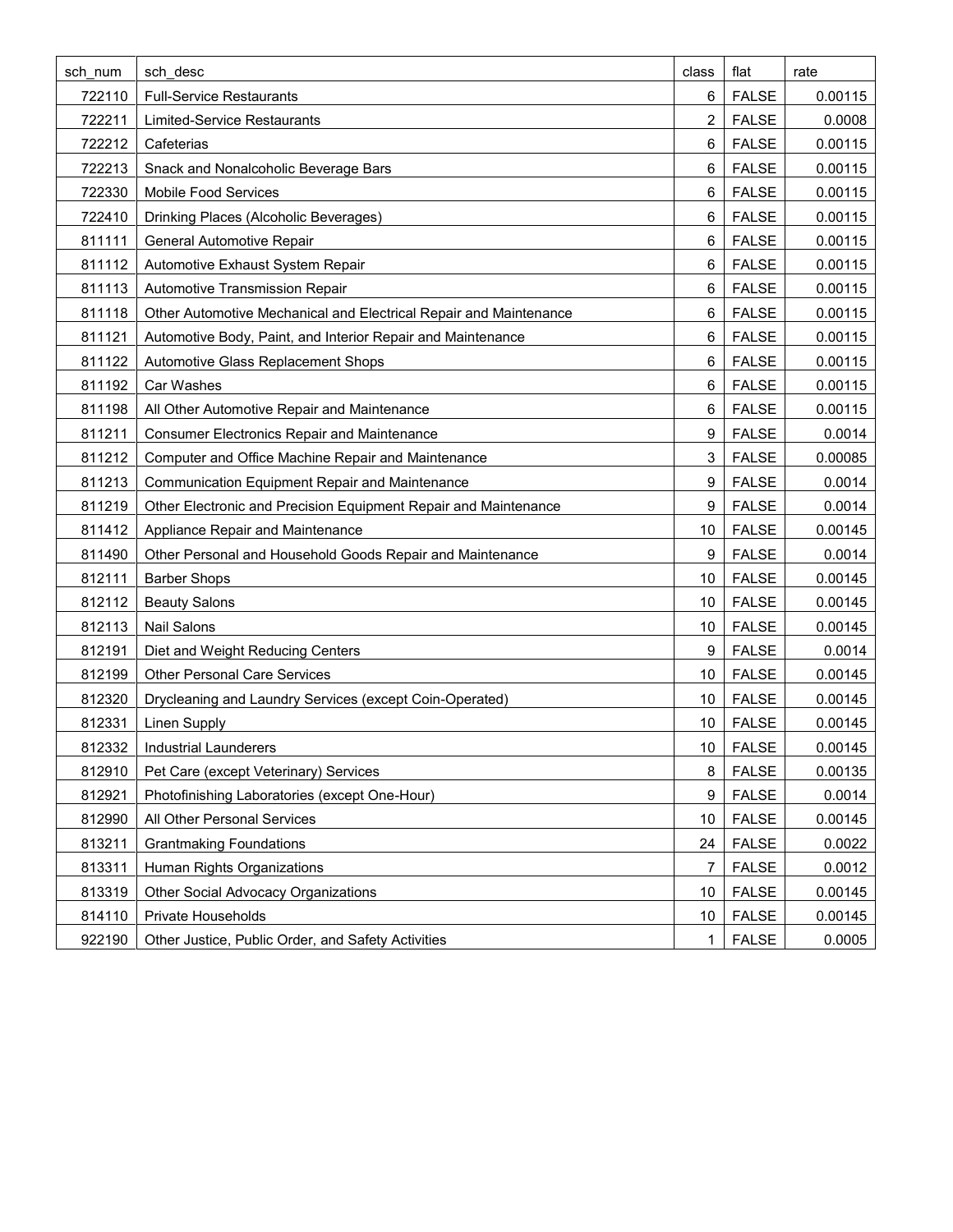| sch_num | sch_desc | class | flat | rate |
| --- | --- | --- | --- | --- |
| 722110 | Full-Service Restaurants | 6 | FALSE | 0.00115 |
| 722211 | Limited-Service Restaurants | 2 | FALSE | 0.0008 |
| 722212 | Cafeterias | 6 | FALSE | 0.00115 |
| 722213 | Snack and Nonalcoholic Beverage Bars | 6 | FALSE | 0.00115 |
| 722330 | Mobile Food Services | 6 | FALSE | 0.00115 |
| 722410 | Drinking Places (Alcoholic Beverages) | 6 | FALSE | 0.00115 |
| 811111 | General Automotive Repair | 6 | FALSE | 0.00115 |
| 811112 | Automotive Exhaust System Repair | 6 | FALSE | 0.00115 |
| 811113 | Automotive Transmission Repair | 6 | FALSE | 0.00115 |
| 811118 | Other Automotive Mechanical and Electrical Repair and Maintenance | 6 | FALSE | 0.00115 |
| 811121 | Automotive Body, Paint, and Interior Repair and Maintenance | 6 | FALSE | 0.00115 |
| 811122 | Automotive Glass Replacement Shops | 6 | FALSE | 0.00115 |
| 811192 | Car Washes | 6 | FALSE | 0.00115 |
| 811198 | All Other Automotive Repair and Maintenance | 6 | FALSE | 0.00115 |
| 811211 | Consumer Electronics Repair and Maintenance | 9 | FALSE | 0.0014 |
| 811212 | Computer and Office Machine Repair and Maintenance | 3 | FALSE | 0.00085 |
| 811213 | Communication Equipment Repair and Maintenance | 9 | FALSE | 0.0014 |
| 811219 | Other Electronic and Precision Equipment Repair and Maintenance | 9 | FALSE | 0.0014 |
| 811412 | Appliance Repair and Maintenance | 10 | FALSE | 0.00145 |
| 811490 | Other Personal and Household Goods Repair and Maintenance | 9 | FALSE | 0.0014 |
| 812111 | Barber Shops | 10 | FALSE | 0.00145 |
| 812112 | Beauty Salons | 10 | FALSE | 0.00145 |
| 812113 | Nail Salons | 10 | FALSE | 0.00145 |
| 812191 | Diet and Weight Reducing Centers | 9 | FALSE | 0.0014 |
| 812199 | Other Personal Care Services | 10 | FALSE | 0.00145 |
| 812320 | Drycleaning and Laundry Services (except Coin-Operated) | 10 | FALSE | 0.00145 |
| 812331 | Linen Supply | 10 | FALSE | 0.00145 |
| 812332 | Industrial Launderers | 10 | FALSE | 0.00145 |
| 812910 | Pet Care (except Veterinary) Services | 8 | FALSE | 0.00135 |
| 812921 | Photofinishing Laboratories (except One-Hour) | 9 | FALSE | 0.0014 |
| 812990 | All Other Personal Services | 10 | FALSE | 0.00145 |
| 813211 | Grantmaking Foundations | 24 | FALSE | 0.0022 |
| 813311 | Human Rights Organizations | 7 | FALSE | 0.0012 |
| 813319 | Other Social Advocacy Organizations | 10 | FALSE | 0.00145 |
| 814110 | Private Households | 10 | FALSE | 0.00145 |
| 922190 | Other Justice, Public Order, and Safety Activities | 1 | FALSE | 0.0005 |